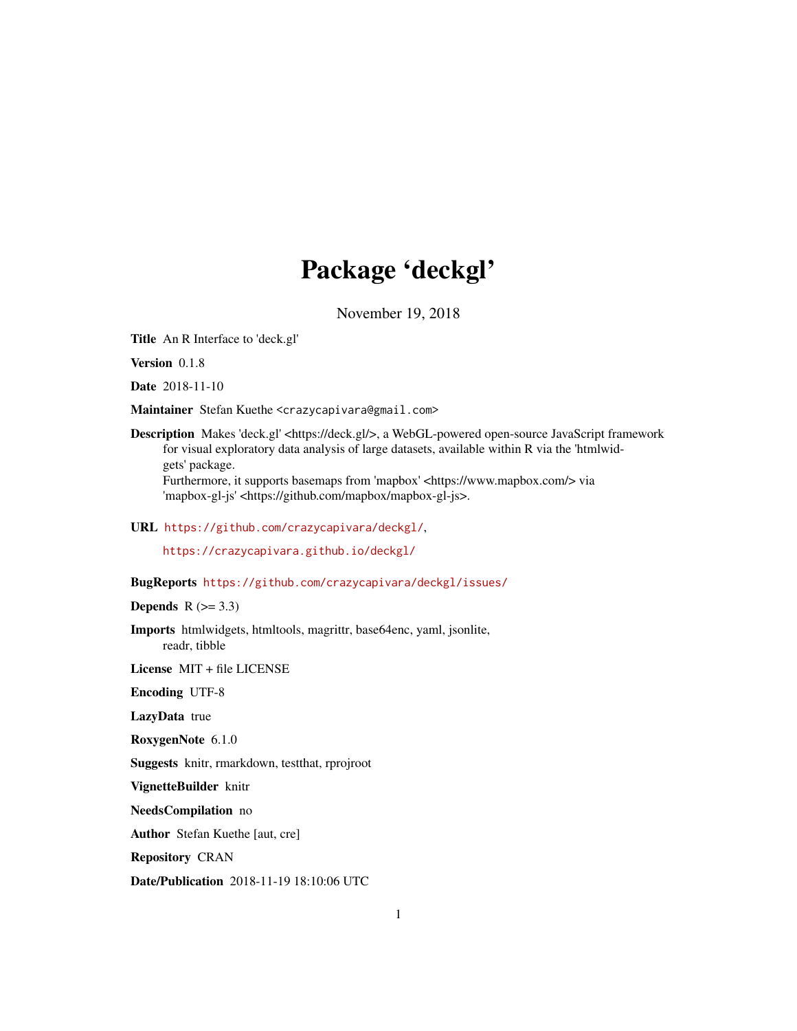# Package 'deckgl'

November 19, 2018

**Title** An R Interface to 'deck.gl'

**Version** 0.1.8

**Date** 2018-11-10

**Maintainer** Stefan Kuethe <crazycapivara@gmail.com>

**Description** Makes 'deck.gl' <https://deck.gl/>, a WebGL-powered open-source JavaScript framework for visual exploratory data analysis of large datasets, available within R via the 'htmlwidgets' package.
Furthermore, it supports basemaps from 'mapbox' <https://www.mapbox.com/> via 'mapbox-gl-js' <https://github.com/mapbox/mapbox-gl-js>.

**URL** https://github.com/crazycapivara/deckgl/,
https://crazycapivara.github.io/deckgl/

**BugReports** https://github.com/crazycapivara/deckgl/issues/

**Depends** R (>= 3.3)

**Imports** htmlwidgets, htmltools, magrittr, base64enc, yaml, jsonlite, readr, tibble

**License** MIT + file LICENSE

**Encoding** UTF-8

**LazyData** true

**RoxygenNote** 6.1.0

**Suggests** knitr, rmarkdown, testthat, rprojroot

**VignetteBuilder** knitr

**NeedsCompilation** no

**Author** Stefan Kuethe [aut, cre]

**Repository** CRAN

**Date/Publication** 2018-11-19 18:10:06 UTC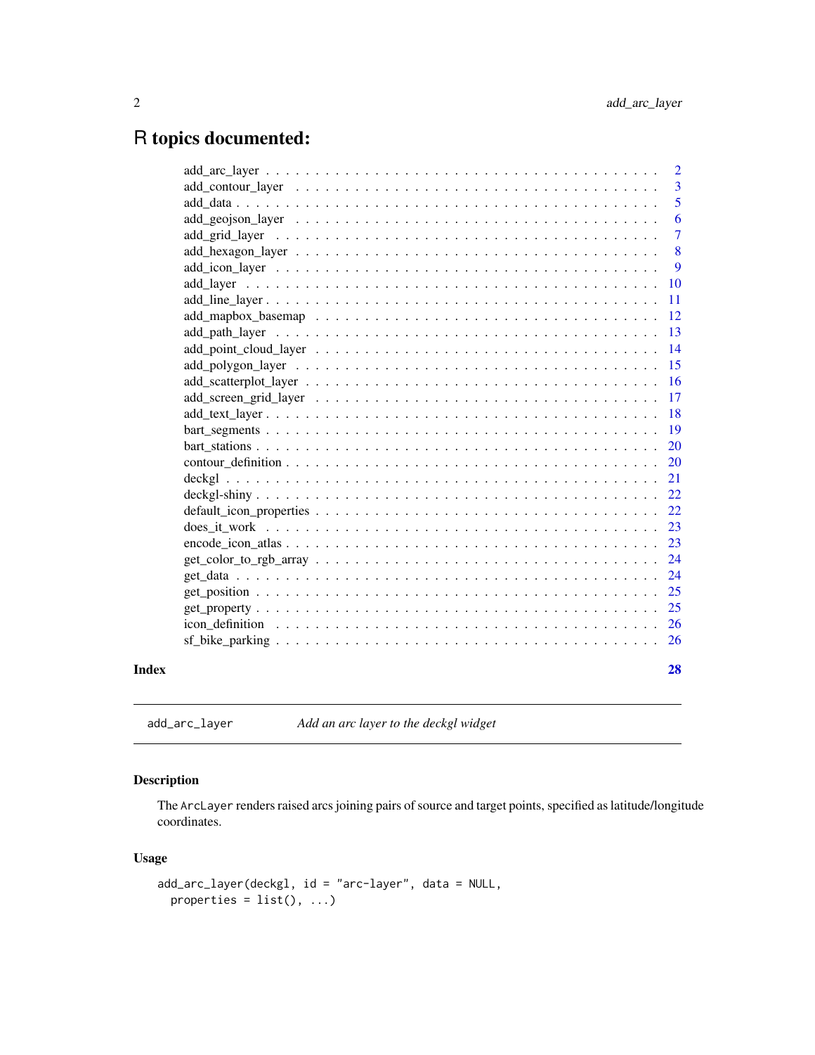# R topics documented:

- add_arc_layer . . . . . . . . . . 2
- add_contour_layer . . . . . . . . . . 3
- add_data . . . . . . . . . . 5
- add_geojson_layer . . . . . . . . . . 6
- add_grid_layer . . . . . . . . . . 7
- add_hexagon_layer . . . . . . . . . . 8
- add_icon_layer . . . . . . . . . . 9
- add_layer . . . . . . . . . . 10
- add_line_layer . . . . . . . . . . 11
- add_mapbox_basemap . . . . . . . . . . 12
- add_path_layer . . . . . . . . . . 13
- add_point_cloud_layer . . . . . . . . . . 14
- add_polygon_layer . . . . . . . . . . 15
- add_scatterplot_layer . . . . . . . . . . 16
- add_screen_grid_layer . . . . . . . . . . 17
- add_text_layer . . . . . . . . . . 18
- bart_segments . . . . . . . . . . 19
- bart_stations . . . . . . . . . . 20
- contour_definition . . . . . . . . . . 20
- deckgl . . . . . . . . . . 21
- deckgl-shiny . . . . . . . . . . 22
- default_icon_properties . . . . . . . . . . 22
- does_it_work . . . . . . . . . . 23
- encode_icon_atlas . . . . . . . . . . 23
- get_color_to_rgb_array . . . . . . . . . . 24
- get_data . . . . . . . . . . 24
- get_position . . . . . . . . . . 25
- get_property . . . . . . . . . . 25
- icon_definition . . . . . . . . . . 26
- sf_bike_parking . . . . . . . . . . 26

**Index** **28**

---

`add_arc_layer` *Add an arc layer to the deckgl widget*

---

## Description

The `ArcLayer` renders raised arcs joining pairs of source and target points, specified as latitude/longitude coordinates.

## Usage

```
add_arc_layer(deckgl, id = "arc-layer", data = NULL,
  properties = list(), ...)
```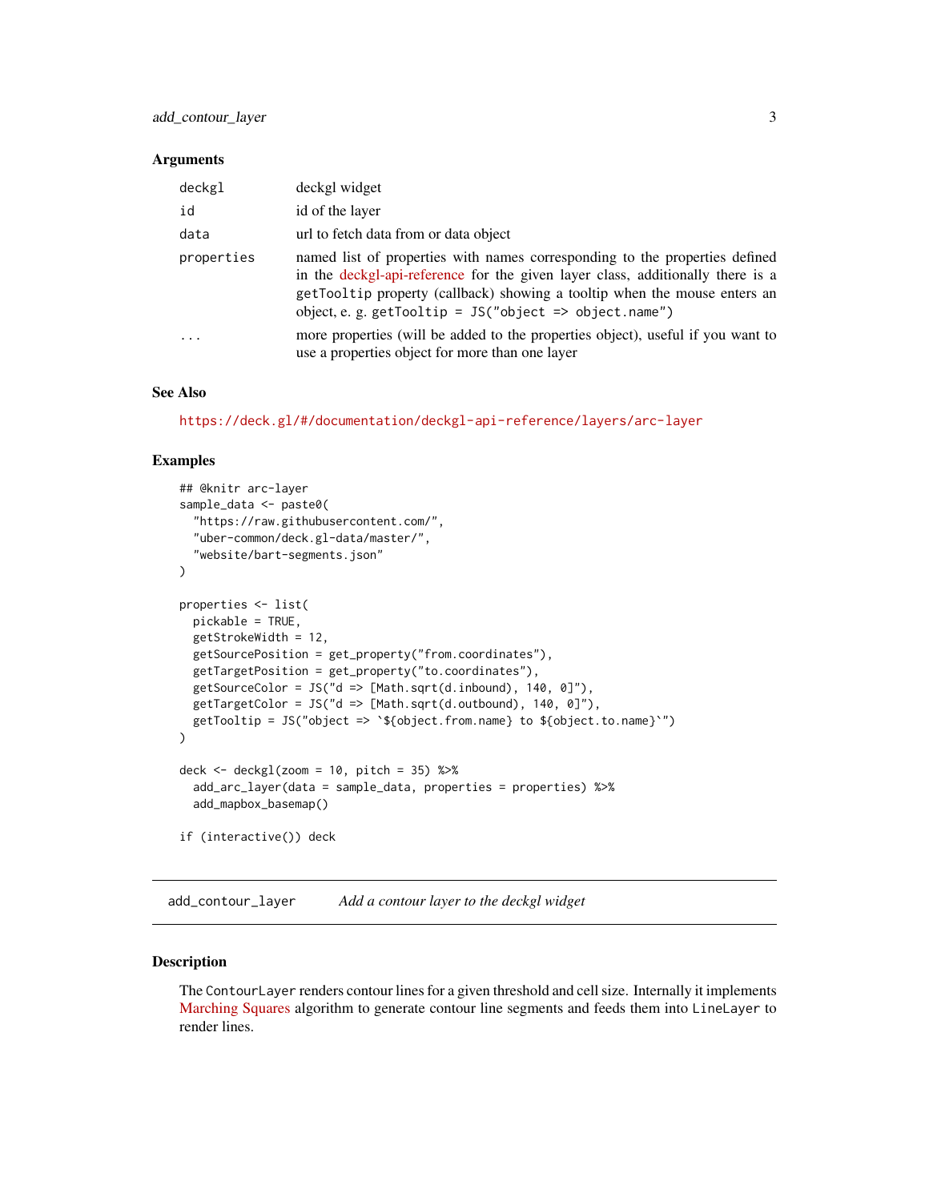### Arguments

| | |
|---|---|
| `deckgl` | deckgl widget |
| `id` | id of the layer |
| `data` | url to fetch data from or data object |
| `properties` | named list of properties with names corresponding to the properties defined in the deckgl-api-reference for the given layer class, additionally there is a `getTooltip` property (callback) showing a tooltip when the mouse enters an object, e. g. `getTooltip = JS("object => object.name")` |
| `...` | more properties (will be added to the properties object), useful if you want to use a properties object for more than one layer |

### See Also

https://deck.gl/#/documentation/deckgl-api-reference/layers/arc-layer

### Examples

```
## @knitr arc-layer
sample_data <- paste0(
  "https://raw.githubusercontent.com/",
  "uber-common/deck.gl-data/master/",
  "website/bart-segments.json"
)

properties <- list(
  pickable = TRUE,
  getStrokeWidth = 12,
  getSourcePosition = get_property("from.coordinates"),
  getTargetPosition = get_property("to.coordinates"),
  getSourceColor = JS("d => [Math.sqrt(d.inbound), 140, 0]"),
  getTargetColor = JS("d => [Math.sqrt(d.outbound), 140, 0]"),
  getTooltip = JS("object => `${object.from.name} to ${object.to.name}`")
)

deck <- deckgl(zoom = 10, pitch = 35) %>%
  add_arc_layer(data = sample_data, properties = properties) %>%
  add_mapbox_basemap()

if (interactive()) deck
```

---

## add_contour_layer — *Add a contour layer to the deckgl widget*

### Description

The `ContourLayer` renders contour lines for a given threshold and cell size. Internally it implements Marching Squares algorithm to generate contour line segments and feeds them into `LineLayer` to render lines.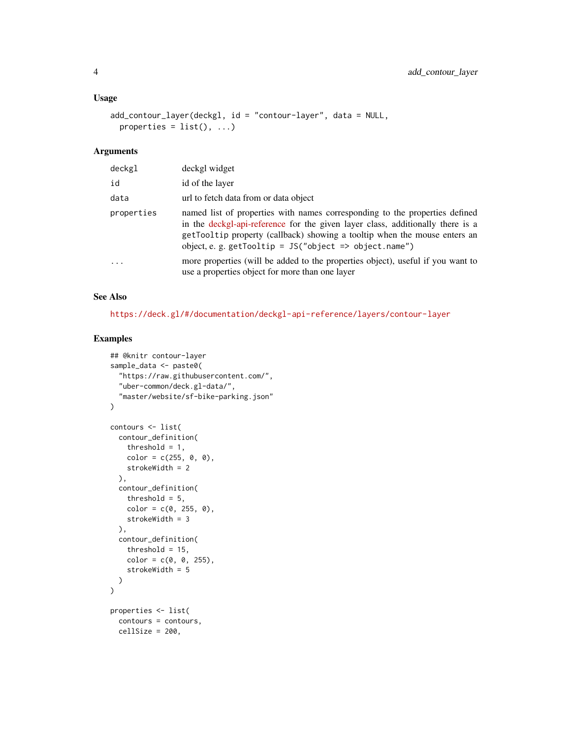### Usage

```
add_contour_layer(deckgl, id = "contour-layer", data = NULL,
  properties = list(), ...)
```

### Arguments

| | |
|---|---|
| `deckgl` | deckgl widget |
| `id` | id of the layer |
| `data` | url to fetch data from or data object |
| `properties` | named list of properties with names corresponding to the properties defined in the deckgl-api-reference for the given layer class, additionally there is a `getTooltip` property (callback) showing a tooltip when the mouse enters an object, e. g. `getTooltip = JS("object => object.name")` |
| `...` | more properties (will be added to the properties object), useful if you want to use a properties object for more than one layer |

### See Also

https://deck.gl/#/documentation/deckgl-api-reference/layers/contour-layer

### Examples

```
## @knitr contour-layer
sample_data <- paste0(
  "https://raw.githubusercontent.com/",
  "uber-common/deck.gl-data/",
  "master/website/sf-bike-parking.json"
)

contours <- list(
  contour_definition(
    threshold = 1,
    color = c(255, 0, 0),
    strokeWidth = 2
  ),
  contour_definition(
    threshold = 5,
    color = c(0, 255, 0),
    strokeWidth = 3
  ),
  contour_definition(
    threshold = 15,
    color = c(0, 0, 255),
    strokeWidth = 5
  )
)

properties <- list(
  contours = contours,
  cellSize = 200,
```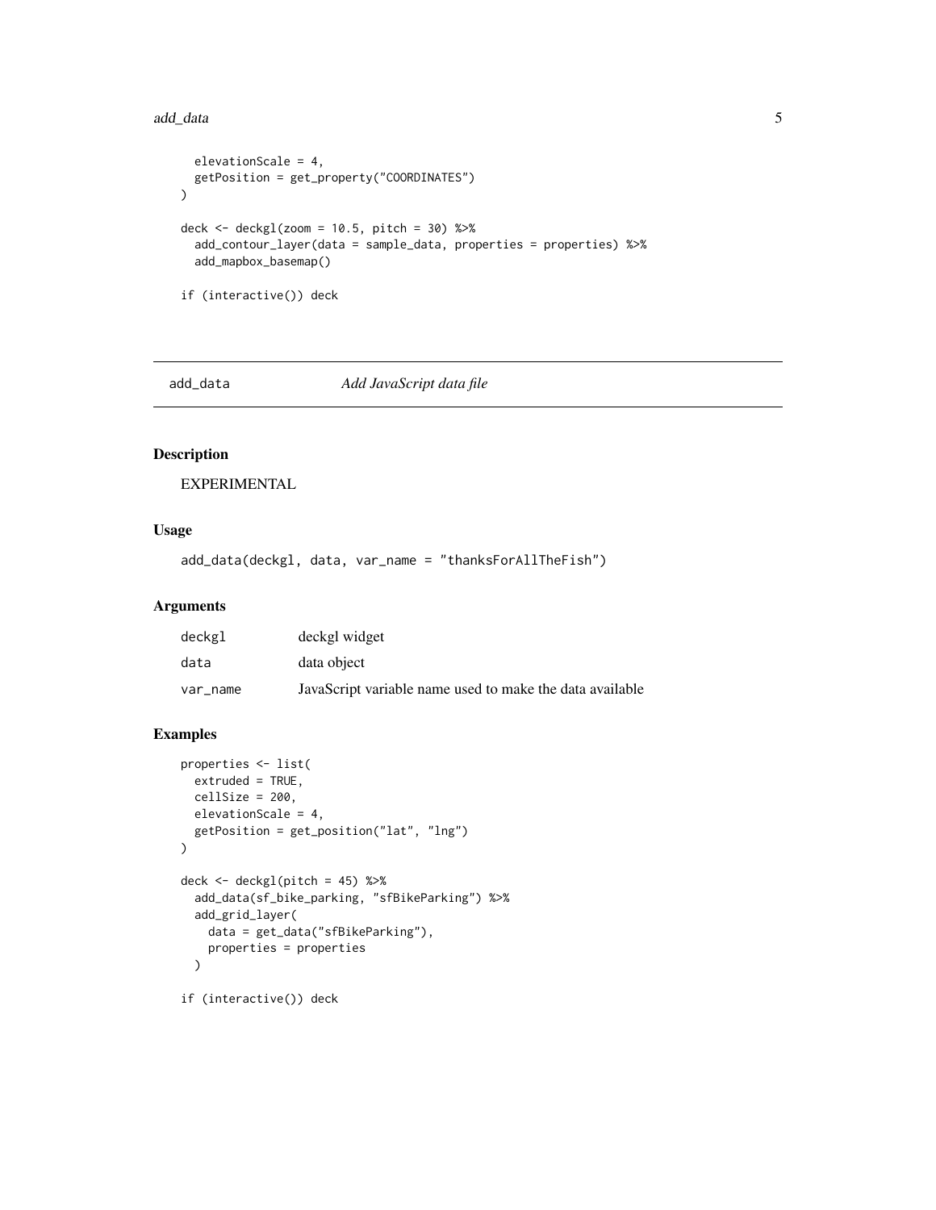```r
  elevationScale = 4,
  getPosition = get_property("COORDINATES")
)

deck <- deckgl(zoom = 10.5, pitch = 30) %>%
  add_contour_layer(data = sample_data, properties = properties) %>%
  add_mapbox_basemap()

if (interactive()) deck
```

---

# add_data — *Add JavaScript data file*

## Description

EXPERIMENTAL

## Usage

```r
add_data(deckgl, data, var_name = "thanksForAllTheFish")
```

## Arguments

| | |
|---|---|
| deckgl | deckgl widget |
| data | data object |
| var_name | JavaScript variable name used to make the data available |

## Examples

```r
properties <- list(
  extruded = TRUE,
  cellSize = 200,
  elevationScale = 4,
  getPosition = get_position("lat", "lng")
)

deck <- deckgl(pitch = 45) %>%
  add_data(sf_bike_parking, "sfBikeParking") %>%
  add_grid_layer(
    data = get_data("sfBikeParking"),
    properties = properties
  )

if (interactive()) deck
```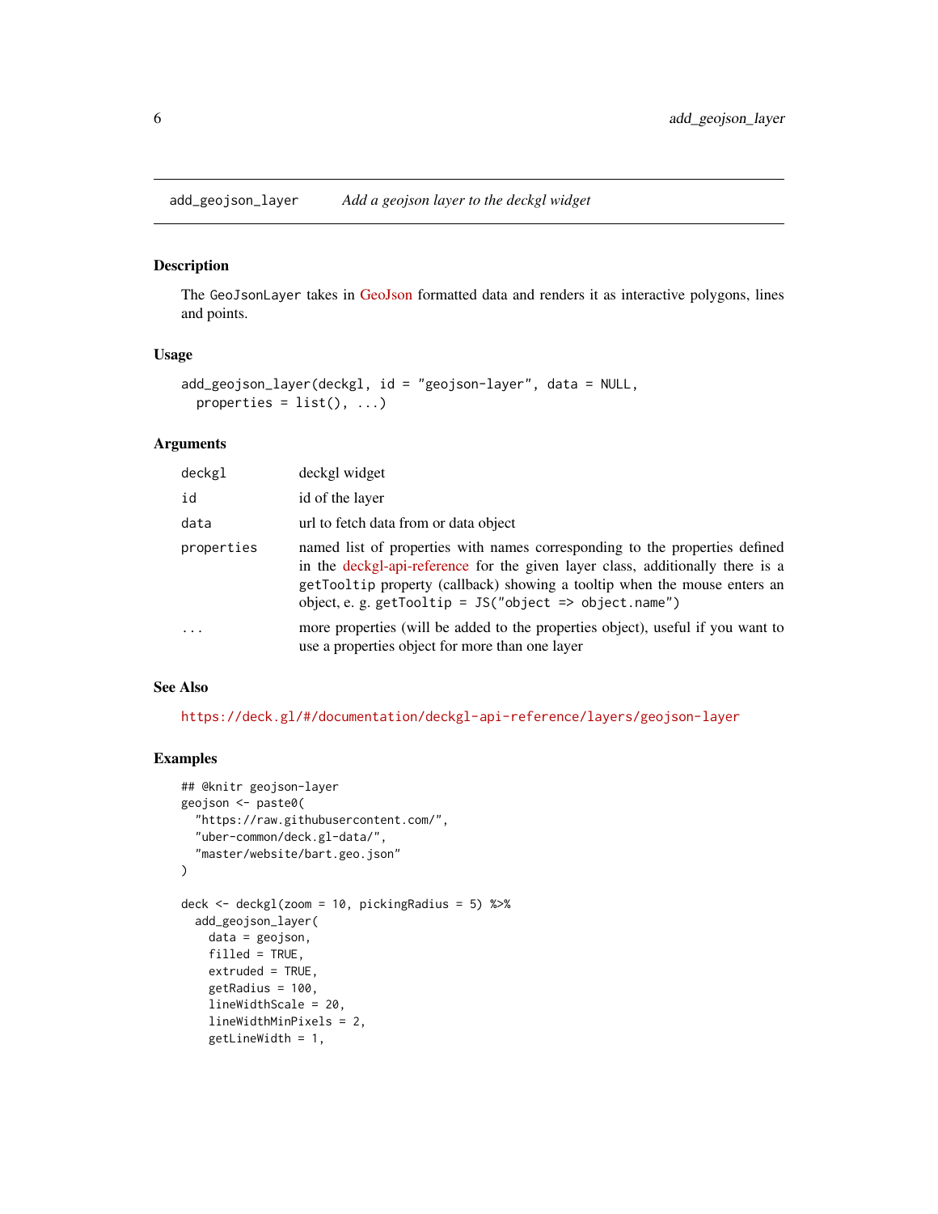## add_geojson_layer — *Add a geojson layer to the deckgl widget*

### Description

The `GeoJsonLayer` takes in GeoJson formatted data and renders it as interactive polygons, lines and points.

### Usage

```
add_geojson_layer(deckgl, id = "geojson-layer", data = NULL,
  properties = list(), ...)
```

### Arguments

| | |
|---|---|
| `deckgl` | deckgl widget |
| `id` | id of the layer |
| `data` | url to fetch data from or data object |
| `properties` | named list of properties with names corresponding to the properties defined in the deckgl-api-reference for the given layer class, additionally there is a `getTooltip` property (callback) showing a tooltip when the mouse enters an object, e. g. `getTooltip = JS("object => object.name")` |
| `...` | more properties (will be added to the properties object), useful if you want to use a properties object for more than one layer |

### See Also

https://deck.gl/#/documentation/deckgl-api-reference/layers/geojson-layer

### Examples

```
## @knitr geojson-layer
geojson <- paste0(
  "https://raw.githubusercontent.com/",
  "uber-common/deck.gl-data/",
  "master/website/bart.geo.json"
)

deck <- deckgl(zoom = 10, pickingRadius = 5) %>%
  add_geojson_layer(
    data = geojson,
    filled = TRUE,
    extruded = TRUE,
    getRadius = 100,
    lineWidthScale = 20,
    lineWidthMinPixels = 2,
    getLineWidth = 1,
```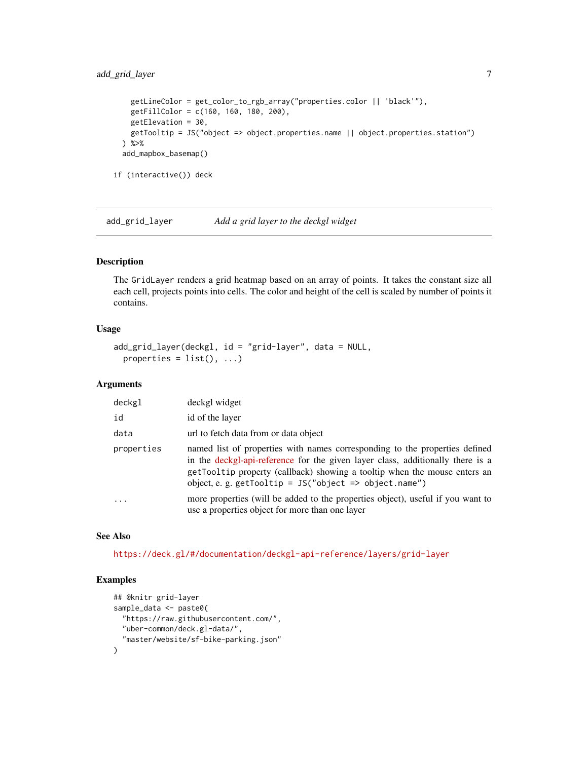```
    getLineColor = get_color_to_rgb_array("properties.color || 'black'"),
    getFillColor = c(160, 160, 180, 200),
    getElevation = 30,
    getTooltip = JS("object => object.properties.name || object.properties.station")
  ) %>%
  add_mapbox_basemap()

if (interactive()) deck
```

## add_grid_layer — *Add a grid layer to the deckgl widget*

### Description

The `GridLayer` renders a grid heatmap based on an array of points. It takes the constant size all each cell, projects points into cells. The color and height of the cell is scaled by number of points it contains.

### Usage

```
add_grid_layer(deckgl, id = "grid-layer", data = NULL,
  properties = list(), ...)
```

### Arguments

| | |
|---|---|
| `deckgl` | deckgl widget |
| `id` | id of the layer |
| `data` | url to fetch data from or data object |
| `properties` | named list of properties with names corresponding to the properties defined in the deckgl-api-reference for the given layer class, additionally there is a `getTooltip` property (callback) showing a tooltip when the mouse enters an object, e. g. `getTooltip = JS("object => object.name")` |
| `...` | more properties (will be added to the properties object), useful if you want to use a properties object for more than one layer |

### See Also

https://deck.gl/#/documentation/deckgl-api-reference/layers/grid-layer

### Examples

```
## @knitr grid-layer
sample_data <- paste0(
  "https://raw.githubusercontent.com/",
  "uber-common/deck.gl-data/",
  "master/website/sf-bike-parking.json"
)
```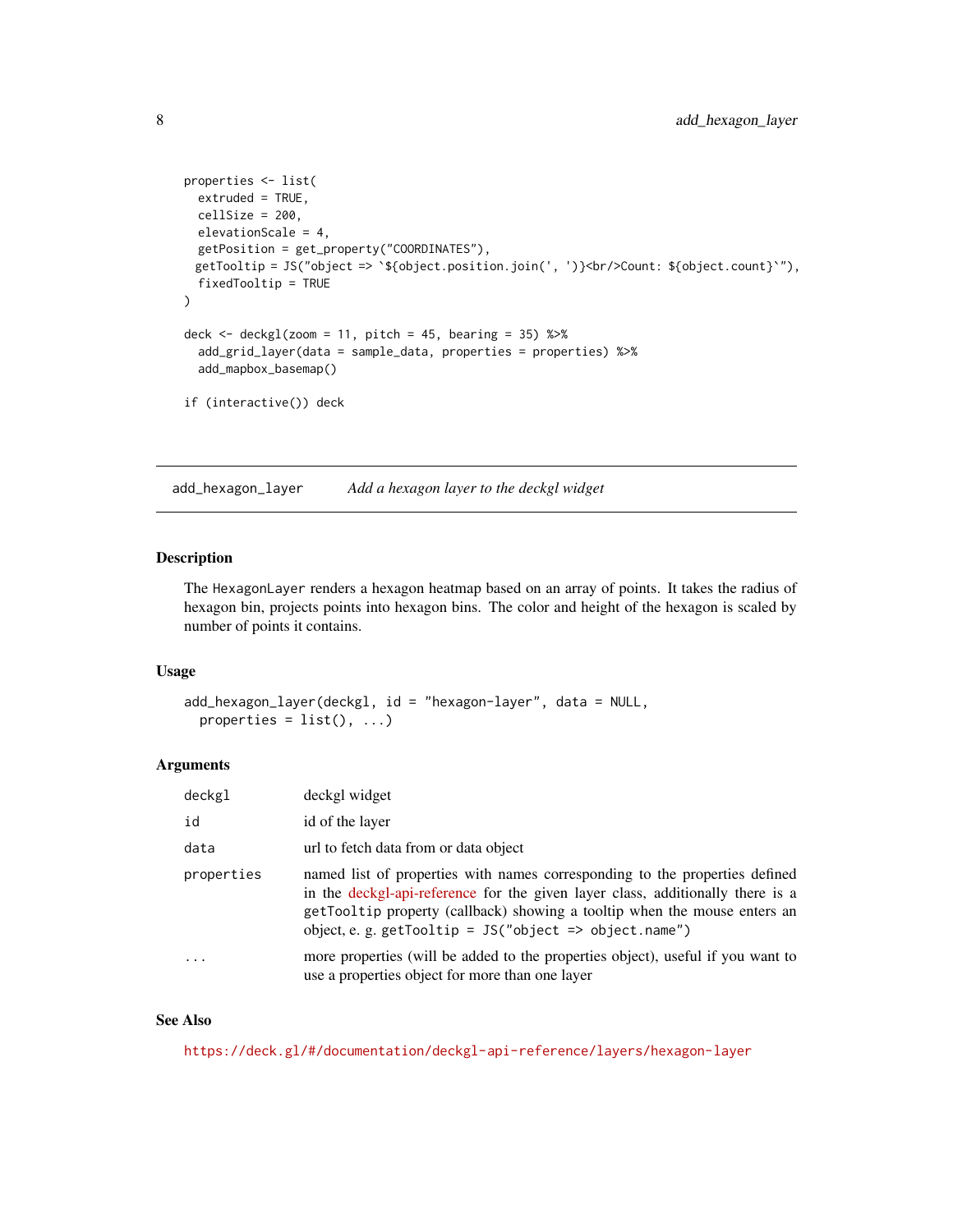```
properties <- list(
  extruded = TRUE,
  cellSize = 200,
  elevationScale = 4,
  getPosition = get_property("COORDINATES"),
 getTooltip = JS("object => `${object.position.join(', ')}<br/>Count: ${object.count}`"),
  fixedTooltip = TRUE
)

deck <- deckgl(zoom = 11, pitch = 45, bearing = 35) %>%
  add_grid_layer(data = sample_data, properties = properties) %>%
  add_mapbox_basemap()

if (interactive()) deck
```

---

## add_hexagon_layer *Add a hexagon layer to the deckgl widget*

### Description

The `HexagonLayer` renders a hexagon heatmap based on an array of points. It takes the radius of hexagon bin, projects points into hexagon bins. The color and height of the hexagon is scaled by number of points it contains.

### Usage

```
add_hexagon_layer(deckgl, id = "hexagon-layer", data = NULL,
  properties = list(), ...)
```

### Arguments

| | |
|---|---|
| `deckgl` | deckgl widget |
| `id` | id of the layer |
| `data` | url to fetch data from or data object |
| `properties` | named list of properties with names corresponding to the properties defined in the deckgl-api-reference for the given layer class, additionally there is a `getTooltip` property (callback) showing a tooltip when the mouse enters an object, e. g. `getTooltip = JS("object => object.name")` |
| `...` | more properties (will be added to the properties object), useful if you want to use a properties object for more than one layer |

### See Also

https://deck.gl/#/documentation/deckgl-api-reference/layers/hexagon-layer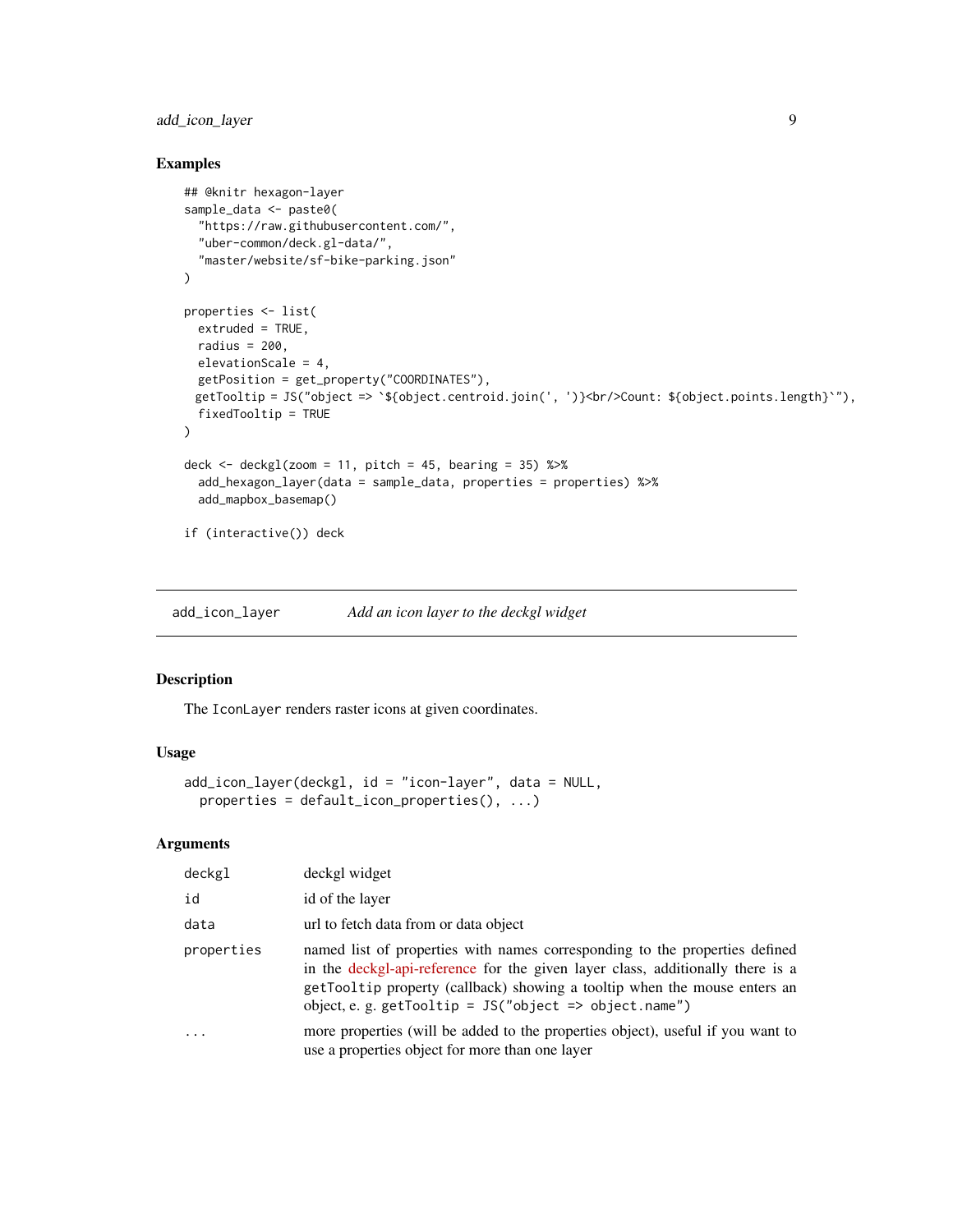## Examples

```
## @knitr hexagon-layer
sample_data <- paste0(
  "https://raw.githubusercontent.com/",
  "uber-common/deck.gl-data/",
  "master/website/sf-bike-parking.json"
)

properties <- list(
  extruded = TRUE,
  radius = 200,
  elevationScale = 4,
  getPosition = get_property("COORDINATES"),
 getTooltip = JS("object => `${object.centroid.join(', ')}<br/>Count: ${object.points.length}`"),
  fixedTooltip = TRUE
)

deck <- deckgl(zoom = 11, pitch = 45, bearing = 35) %>%
  add_hexagon_layer(data = sample_data, properties = properties) %>%
  add_mapbox_basemap()

if (interactive()) deck
```

---

`add_icon_layer` *Add an icon layer to the deckgl widget*

---

## Description

The `IconLayer` renders raster icons at given coordinates.

## Usage

```
add_icon_layer(deckgl, id = "icon-layer", data = NULL,
  properties = default_icon_properties(), ...)
```

## Arguments

| | |
|---|---|
| `deckgl` | deckgl widget |
| `id` | id of the layer |
| `data` | url to fetch data from or data object |
| `properties` | named list of properties with names corresponding to the properties defined in the deckgl-api-reference for the given layer class, additionally there is a `getTooltip` property (callback) showing a tooltip when the mouse enters an object, e. g. `getTooltip = JS("object => object.name")` |
| `...` | more properties (will be added to the properties object), useful if you want to use a properties object for more than one layer |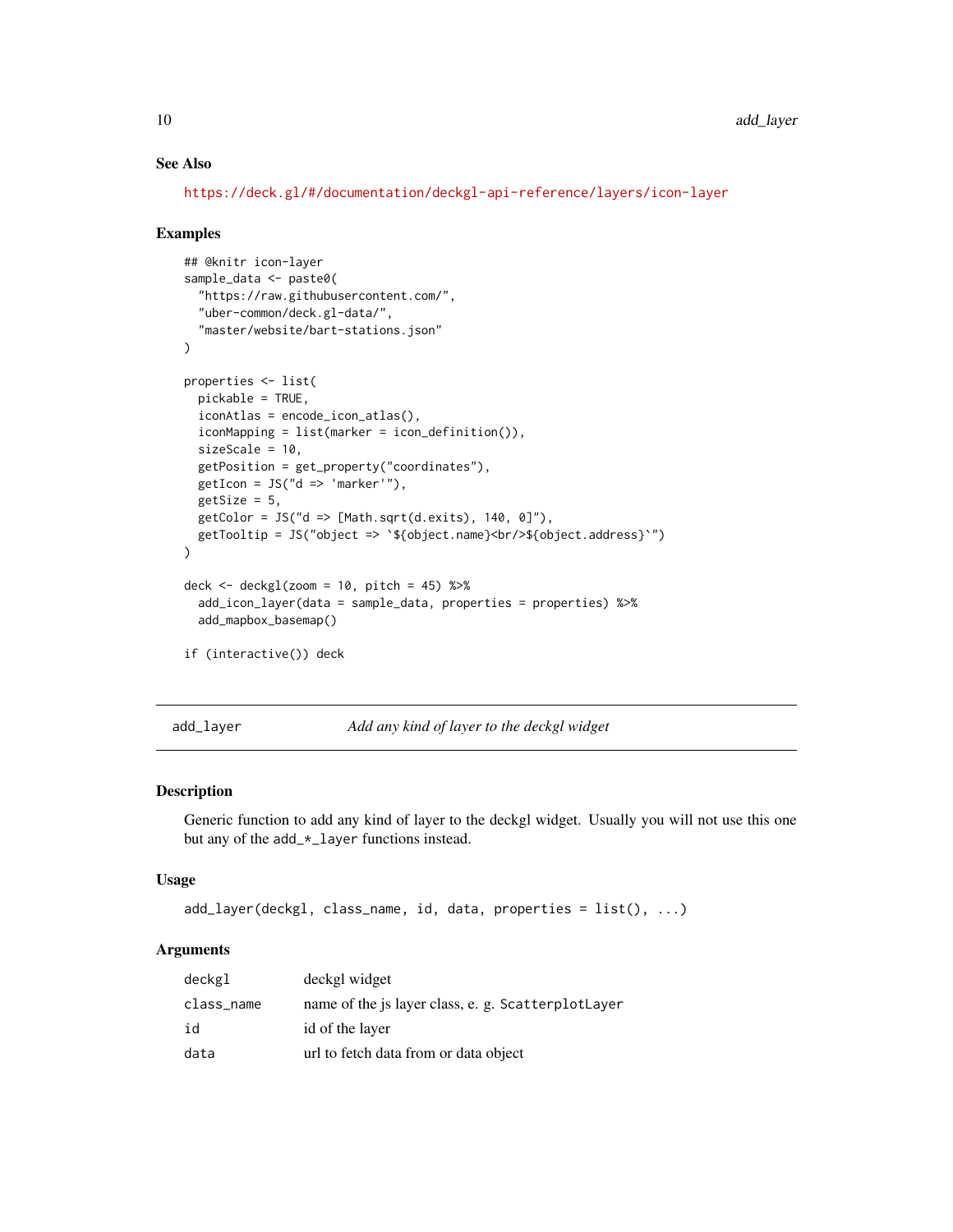## See Also

https://deck.gl/#/documentation/deckgl-api-reference/layers/icon-layer

## Examples

```
## @knitr icon-layer
sample_data <- paste0(
  "https://raw.githubusercontent.com/",
  "uber-common/deck.gl-data/",
  "master/website/bart-stations.json"
)

properties <- list(
  pickable = TRUE,
  iconAtlas = encode_icon_atlas(),
  iconMapping = list(marker = icon_definition()),
  sizeScale = 10,
  getPosition = get_property("coordinates"),
  getIcon = JS("d => 'marker'"),
  getSize = 5,
  getColor = JS("d => [Math.sqrt(d.exits), 140, 0]"),
  getTooltip = JS("object => `${object.name}<br/>${object.address}`")
)

deck <- deckgl(zoom = 10, pitch = 45) %>%
  add_icon_layer(data = sample_data, properties = properties) %>%
  add_mapbox_basemap()

if (interactive()) deck
```

---

# add_layer — *Add any kind of layer to the deckgl widget*

## Description

Generic function to add any kind of layer to the deckgl widget. Usually you will not use this one but any of the `add_*_layer` functions instead.

## Usage

```
add_layer(deckgl, class_name, id, data, properties = list(), ...)
```

## Arguments

| | |
|---|---|
| `deckgl` | deckgl widget |
| `class_name` | name of the js layer class, e. g. `ScatterplotLayer` |
| `id` | id of the layer |
| `data` | url to fetch data from or data object |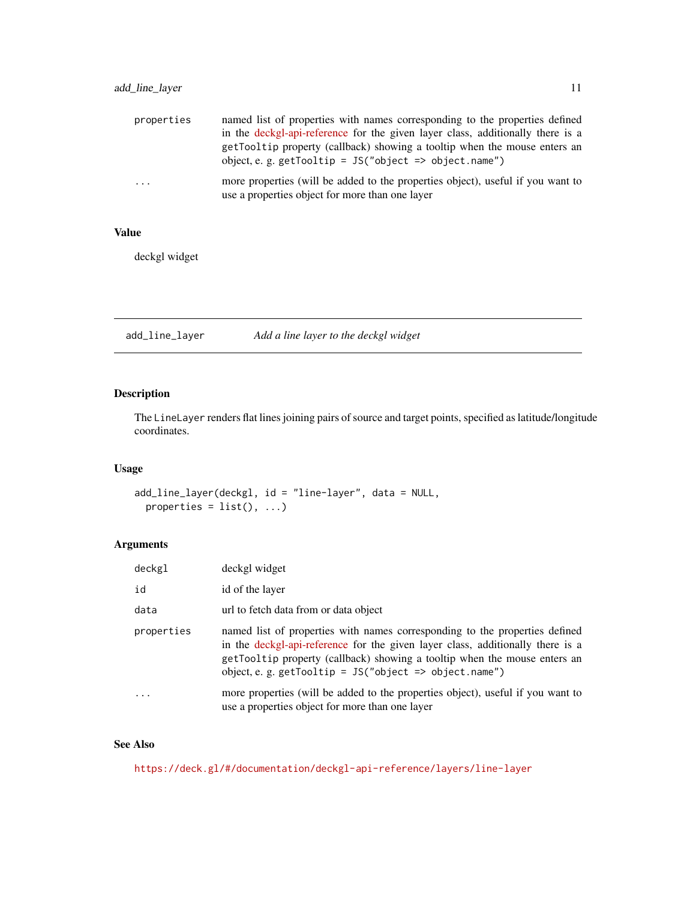| | |
|---|---|
| `properties` | named list of properties with names corresponding to the properties defined in the deckgl-api-reference for the given layer class, additionally there is a `getTooltip` property (callback) showing a tooltip when the mouse enters an object, e. g. `getTooltip = JS("object => object.name")` |
| `...` | more properties (will be added to the properties object), useful if you want to use a properties object for more than one layer |

## Value

deckgl widget

---

`add_line_layer` *Add a line layer to the deckgl widget*

---

## Description

The `LineLayer` renders flat lines joining pairs of source and target points, specified as latitude/longitude coordinates.

## Usage

```
add_line_layer(deckgl, id = "line-layer", data = NULL,
  properties = list(), ...)
```

## Arguments

| | |
|---|---|
| `deckgl` | deckgl widget |
| `id` | id of the layer |
| `data` | url to fetch data from or data object |
| `properties` | named list of properties with names corresponding to the properties defined in the deckgl-api-reference for the given layer class, additionally there is a `getTooltip` property (callback) showing a tooltip when the mouse enters an object, e. g. `getTooltip = JS("object => object.name")` |
| `...` | more properties (will be added to the properties object), useful if you want to use a properties object for more than one layer |

## See Also

https://deck.gl/#/documentation/deckgl-api-reference/layers/line-layer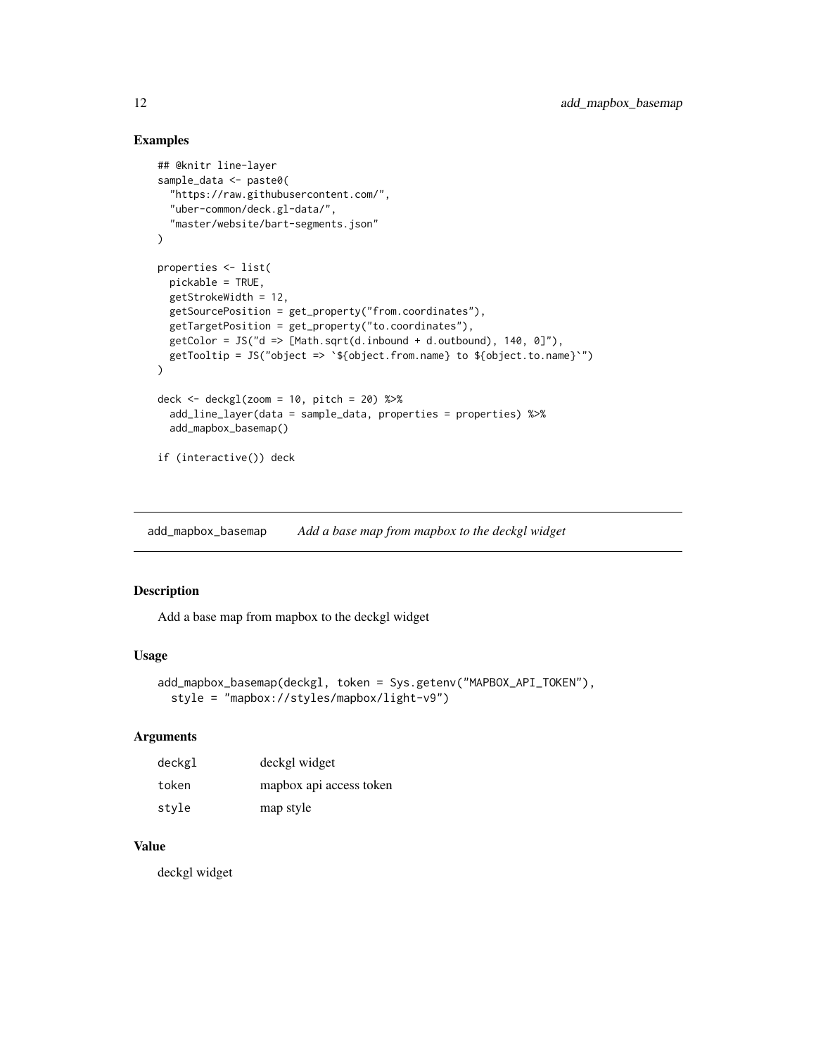## Examples

```
## @knitr line-layer
sample_data <- paste0(
  "https://raw.githubusercontent.com/",
  "uber-common/deck.gl-data/",
  "master/website/bart-segments.json"
)

properties <- list(
  pickable = TRUE,
  getStrokeWidth = 12,
  getSourcePosition = get_property("from.coordinates"),
  getTargetPosition = get_property("to.coordinates"),
  getColor = JS("d => [Math.sqrt(d.inbound + d.outbound), 140, 0]"),
  getTooltip = JS("object => `${object.from.name} to ${object.to.name}`")
)

deck <- deckgl(zoom = 10, pitch = 20) %>%
  add_line_layer(data = sample_data, properties = properties) %>%
  add_mapbox_basemap()

if (interactive()) deck
```

---

# add_mapbox_basemap    *Add a base map from mapbox to the deckgl widget*

---

## Description

Add a base map from mapbox to the deckgl widget

## Usage

```
add_mapbox_basemap(deckgl, token = Sys.getenv("MAPBOX_API_TOKEN"),
  style = "mapbox://styles/mapbox/light-v9")
```

## Arguments

| | |
|---|---|
| deckgl | deckgl widget |
| token | mapbox api access token |
| style | map style |

## Value

deckgl widget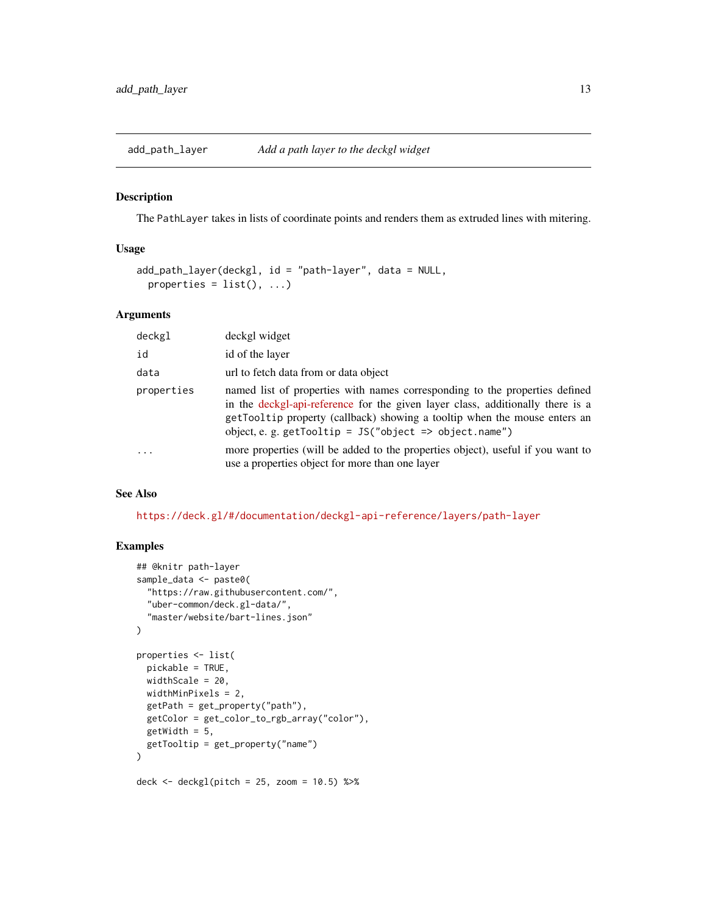## add_path_layer — *Add a path layer to the deckgl widget*

### Description

The `PathLayer` takes in lists of coordinate points and renders them as extruded lines with mitering.

### Usage

```
add_path_layer(deckgl, id = "path-layer", data = NULL,
  properties = list(), ...)
```

### Arguments

| | |
|---|---|
| `deckgl` | deckgl widget |
| `id` | id of the layer |
| `data` | url to fetch data from or data object |
| `properties` | named list of properties with names corresponding to the properties defined in the deckgl-api-reference for the given layer class, additionally there is a `getTooltip` property (callback) showing a tooltip when the mouse enters an object, e. g. `getTooltip = JS("object => object.name")` |
| `...` | more properties (will be added to the properties object), useful if you want to use a properties object for more than one layer |

### See Also

https://deck.gl/#/documentation/deckgl-api-reference/layers/path-layer

### Examples

```
## @knitr path-layer
sample_data <- paste0(
  "https://raw.githubusercontent.com/",
  "uber-common/deck.gl-data/",
  "master/website/bart-lines.json"
)

properties <- list(
  pickable = TRUE,
  widthScale = 20,
  widthMinPixels = 2,
  getPath = get_property("path"),
  getColor = get_color_to_rgb_array("color"),
  getWidth = 5,
  getTooltip = get_property("name")
)

deck <- deckgl(pitch = 25, zoom = 10.5) %>%
```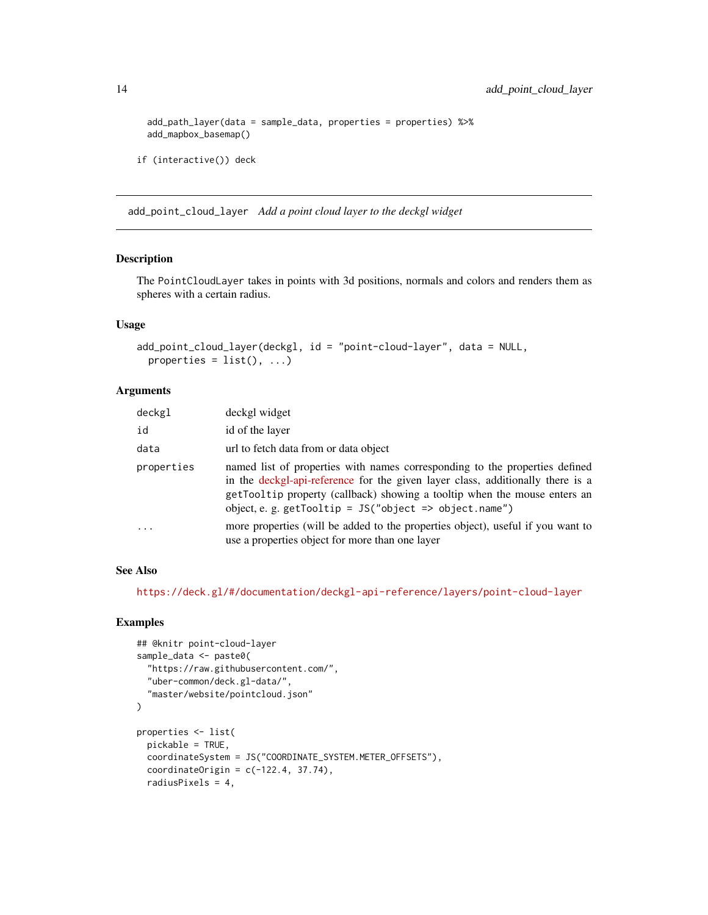```
  add_path_layer(data = sample_data, properties = properties) %>%
  add_mapbox_basemap()

if (interactive()) deck
```

## add_point_cloud_layer *Add a point cloud layer to the deckgl widget*

### Description

The PointCloudLayer takes in points with 3d positions, normals and colors and renders them as spheres with a certain radius.

### Usage

```
add_point_cloud_layer(deckgl, id = "point-cloud-layer", data = NULL,
  properties = list(), ...)
```

### Arguments

| | |
|---|---|
| deckgl | deckgl widget |
| id | id of the layer |
| data | url to fetch data from or data object |
| properties | named list of properties with names corresponding to the properties defined in the deckgl-api-reference for the given layer class, additionally there is a getTooltip property (callback) showing a tooltip when the mouse enters an object, e. g. getTooltip = JS("object => object.name") |
| ... | more properties (will be added to the properties object), useful if you want to use a properties object for more than one layer |

### See Also

https://deck.gl/#/documentation/deckgl-api-reference/layers/point-cloud-layer

### Examples

```
## @knitr point-cloud-layer
sample_data <- paste0(
  "https://raw.githubusercontent.com/",
  "uber-common/deck.gl-data/",
  "master/website/pointcloud.json"
)

properties <- list(
  pickable = TRUE,
  coordinateSystem = JS("COORDINATE_SYSTEM.METER_OFFSETS"),
  coordinateOrigin = c(-122.4, 37.74),
  radiusPixels = 4,
```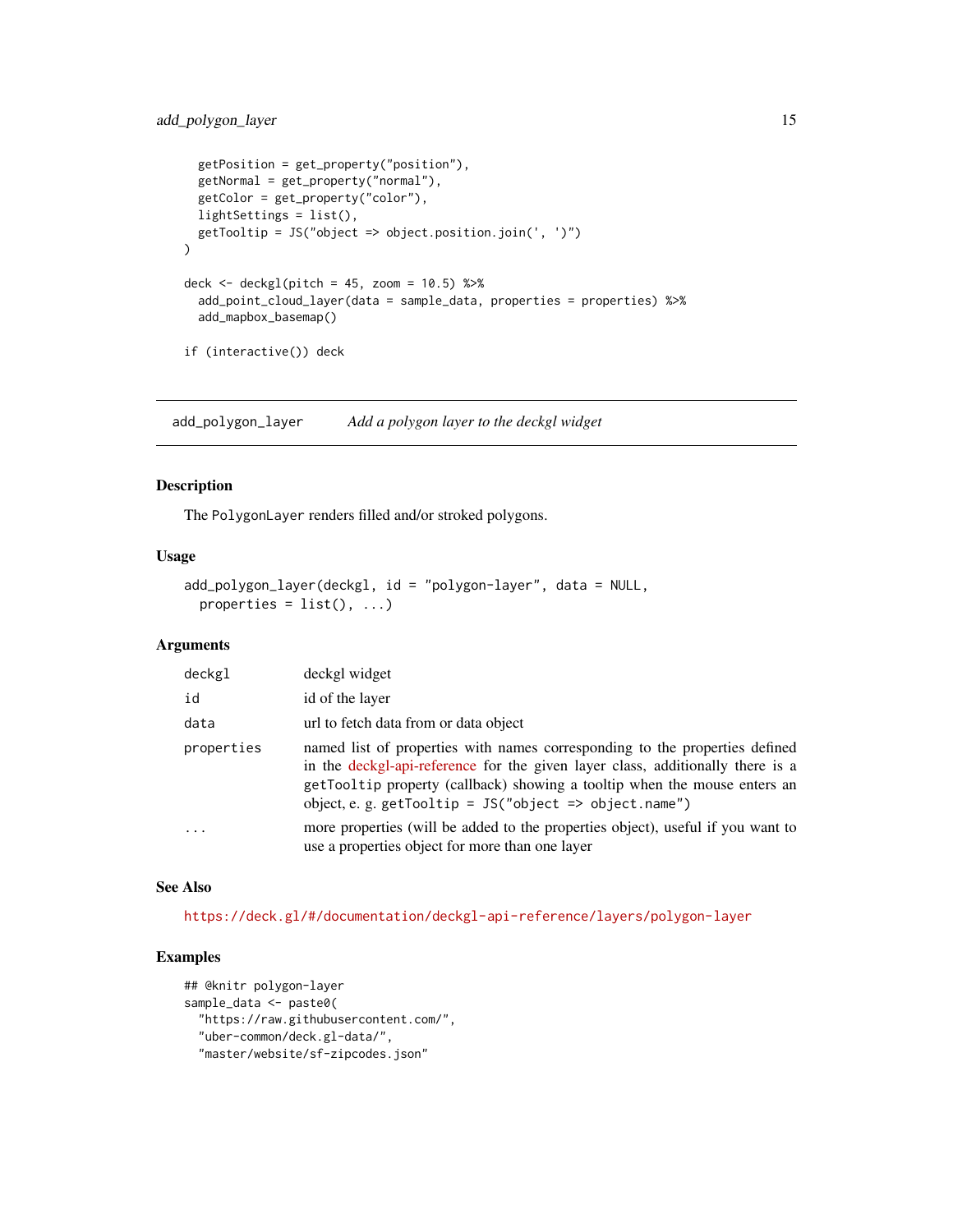```
  getPosition = get_property("position"),
  getNormal = get_property("normal"),
  getColor = get_property("color"),
  lightSettings = list(),
  getTooltip = JS("object => object.position.join(', ')")
)

deck <- deckgl(pitch = 45, zoom = 10.5) %>%
  add_point_cloud_layer(data = sample_data, properties = properties) %>%
  add_mapbox_basemap()

if (interactive()) deck
```

---

## add_polygon_layer — *Add a polygon layer to the deckgl widget*

---

### Description

The `PolygonLayer` renders filled and/or stroked polygons.

### Usage

```
add_polygon_layer(deckgl, id = "polygon-layer", data = NULL,
  properties = list(), ...)
```

### Arguments

| | |
|---|---|
| `deckgl` | deckgl widget |
| `id` | id of the layer |
| `data` | url to fetch data from or data object |
| `properties` | named list of properties with names corresponding to the properties defined in the deckgl-api-reference for the given layer class, additionally there is a `getTooltip` property (callback) showing a tooltip when the mouse enters an object, e. g. `getTooltip = JS("object => object.name")` |
| `...` | more properties (will be added to the properties object), useful if you want to use a properties object for more than one layer |

### See Also

https://deck.gl/#/documentation/deckgl-api-reference/layers/polygon-layer

### Examples

```
## @knitr polygon-layer
sample_data <- paste0(
  "https://raw.githubusercontent.com/",
  "uber-common/deck.gl-data/",
  "master/website/sf-zipcodes.json"
```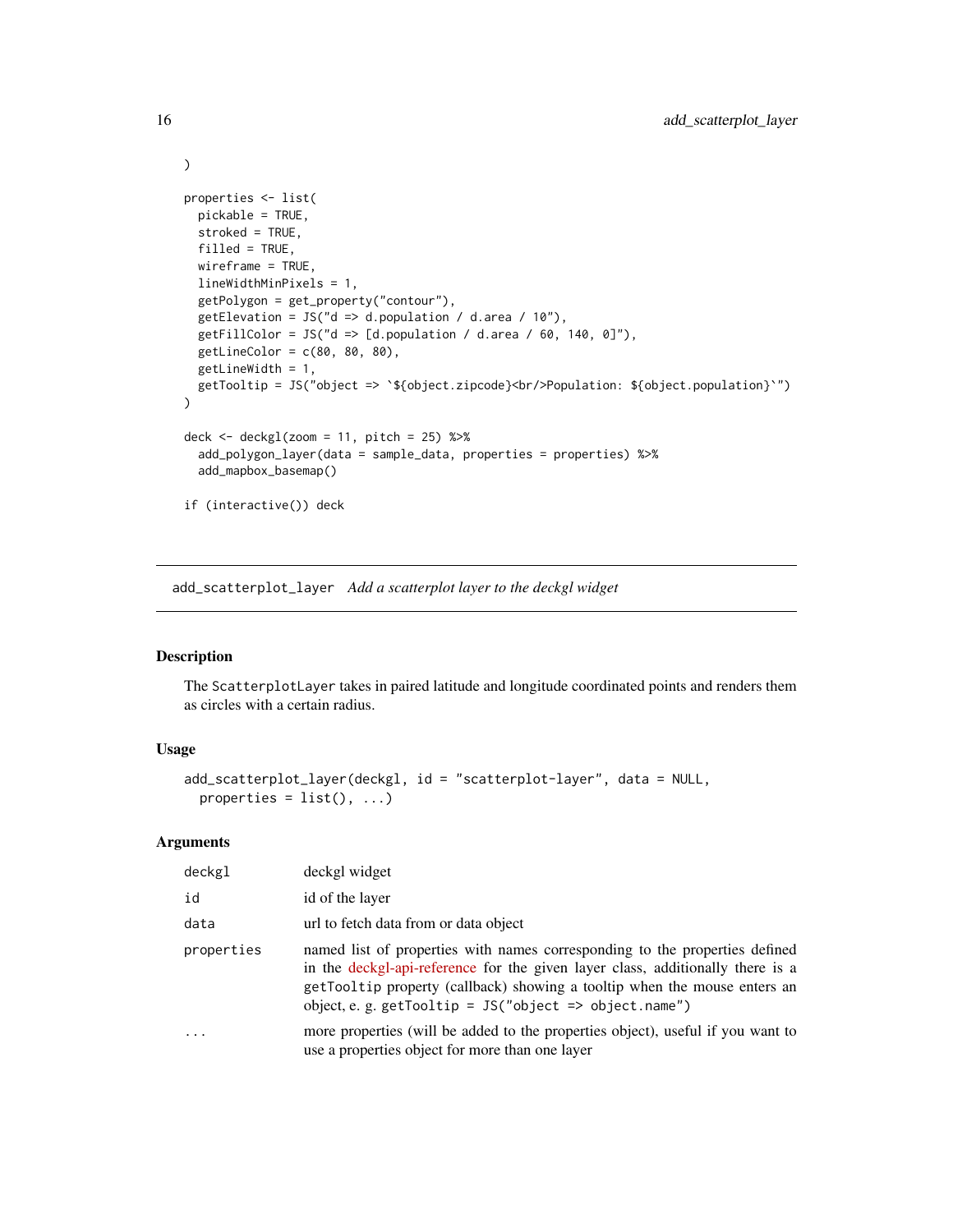```
)

properties <- list(
  pickable = TRUE,
  stroked = TRUE,
  filled = TRUE,
  wireframe = TRUE,
  lineWidthMinPixels = 1,
  getPolygon = get_property("contour"),
  getElevation = JS("d => d.population / d.area / 10"),
  getFillColor = JS("d => [d.population / d.area / 60, 140, 0]"),
  getLineColor = c(80, 80, 80),
  getLineWidth = 1,
  getTooltip = JS("object => `${object.zipcode}<br/>Population: ${object.population}`")
)

deck <- deckgl(zoom = 11, pitch = 25) %>%
  add_polygon_layer(data = sample_data, properties = properties) %>%
  add_mapbox_basemap()

if (interactive()) deck
```

---

## add_scatterplot_layer *Add a scatterplot layer to the deckgl widget*

### Description

The ScatterplotLayer takes in paired latitude and longitude coordinated points and renders them as circles with a certain radius.

### Usage

```
add_scatterplot_layer(deckgl, id = "scatterplot-layer", data = NULL,
  properties = list(), ...)
```

### Arguments

| | |
|---|---|
| deckgl | deckgl widget |
| id | id of the layer |
| data | url to fetch data from or data object |
| properties | named list of properties with names corresponding to the properties defined in the deckgl-api-reference for the given layer class, additionally there is a getTooltip property (callback) showing a tooltip when the mouse enters an object, e. g. getTooltip = JS("object => object.name") |
| ... | more properties (will be added to the properties object), useful if you want to use a properties object for more than one layer |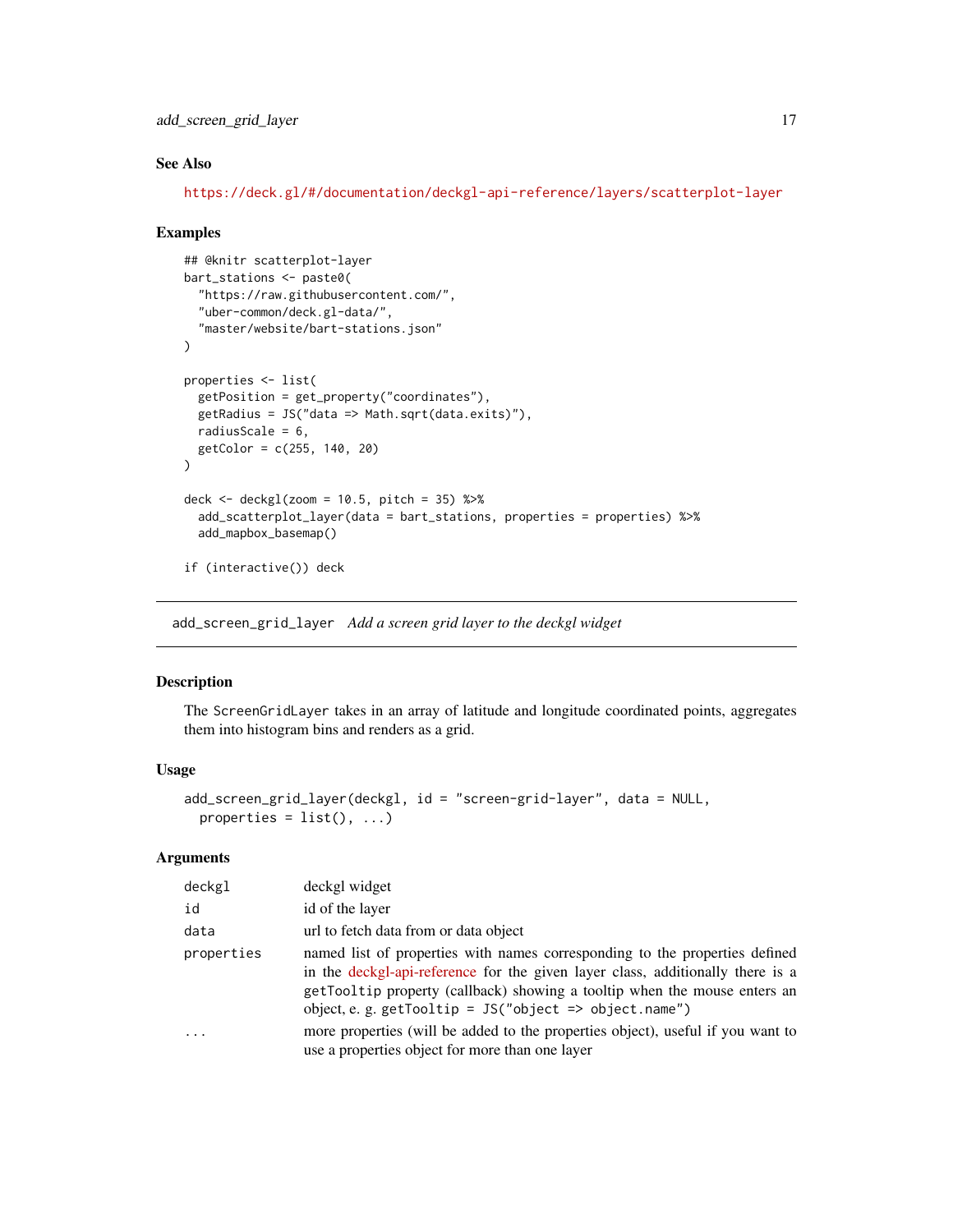### See Also

https://deck.gl/#/documentation/deckgl-api-reference/layers/scatterplot-layer

### Examples

```
## @knitr scatterplot-layer
bart_stations <- paste0(
  "https://raw.githubusercontent.com/",
  "uber-common/deck.gl-data/",
  "master/website/bart-stations.json"
)

properties <- list(
  getPosition = get_property("coordinates"),
  getRadius = JS("data => Math.sqrt(data.exits)"),
  radiusScale = 6,
  getColor = c(255, 140, 20)
)

deck <- deckgl(zoom = 10.5, pitch = 35) %>%
  add_scatterplot_layer(data = bart_stations, properties = properties) %>%
  add_mapbox_basemap()

if (interactive()) deck
```

---

## add_screen_grid_layer *Add a screen grid layer to the deckgl widget*

---

### Description

The `ScreenGridLayer` takes in an array of latitude and longitude coordinated points, aggregates them into histogram bins and renders as a grid.

### Usage

```
add_screen_grid_layer(deckgl, id = "screen-grid-layer", data = NULL,
  properties = list(), ...)
```

### Arguments

| | |
|---|---|
| `deckgl` | deckgl widget |
| `id` | id of the layer |
| `data` | url to fetch data from or data object |
| `properties` | named list of properties with names corresponding to the properties defined in the deckgl-api-reference for the given layer class, additionally there is a `getTooltip` property (callback) showing a tooltip when the mouse enters an object, e. g. `getTooltip = JS("object => object.name")` |
| `...` | more properties (will be added to the properties object), useful if you want to use a properties object for more than one layer |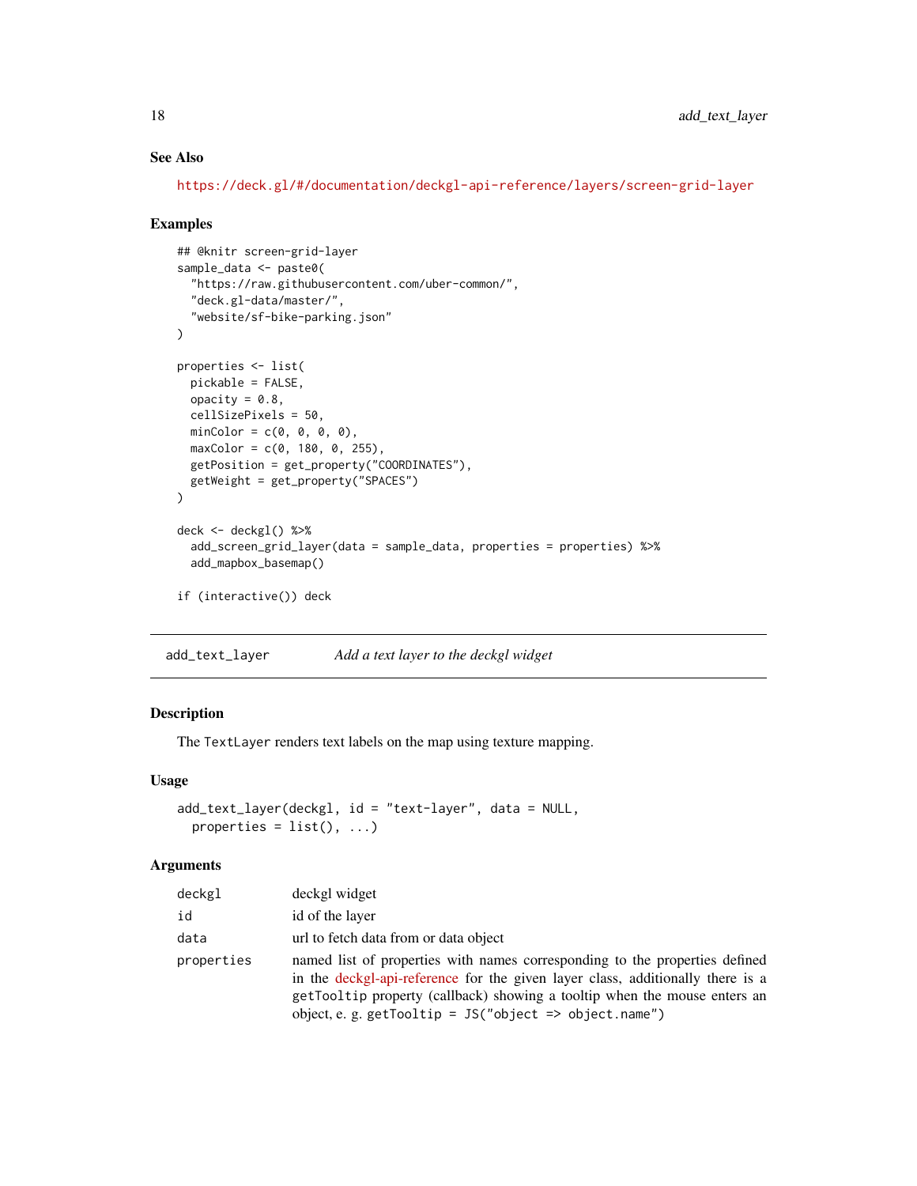### See Also

https://deck.gl/#/documentation/deckgl-api-reference/layers/screen-grid-layer

### Examples

```
## @knitr screen-grid-layer
sample_data <- paste0(
  "https://raw.githubusercontent.com/uber-common/",
  "deck.gl-data/master/",
  "website/sf-bike-parking.json"
)

properties <- list(
  pickable = FALSE,
  opacity = 0.8,
  cellSizePixels = 50,
  minColor = c(0, 0, 0, 0),
  maxColor = c(0, 180, 0, 255),
  getPosition = get_property("COORDINATES"),
  getWeight = get_property("SPACES")
)

deck <- deckgl() %>%
  add_screen_grid_layer(data = sample_data, properties = properties) %>%
  add_mapbox_basemap()

if (interactive()) deck
```

---

## add_text_layer — *Add a text layer to the deckgl widget*

### Description

The `TextLayer` renders text labels on the map using texture mapping.

### Usage

```
add_text_layer(deckgl, id = "text-layer", data = NULL,
  properties = list(), ...)
```

### Arguments

| | |
|---|---|
| `deckgl` | deckgl widget |
| `id` | id of the layer |
| `data` | url to fetch data from or data object |
| `properties` | named list of properties with names corresponding to the properties defined in the deckgl-api-reference for the given layer class, additionally there is a `getTooltip` property (callback) showing a tooltip when the mouse enters an object, e. g. `getTooltip = JS("object => object.name")` |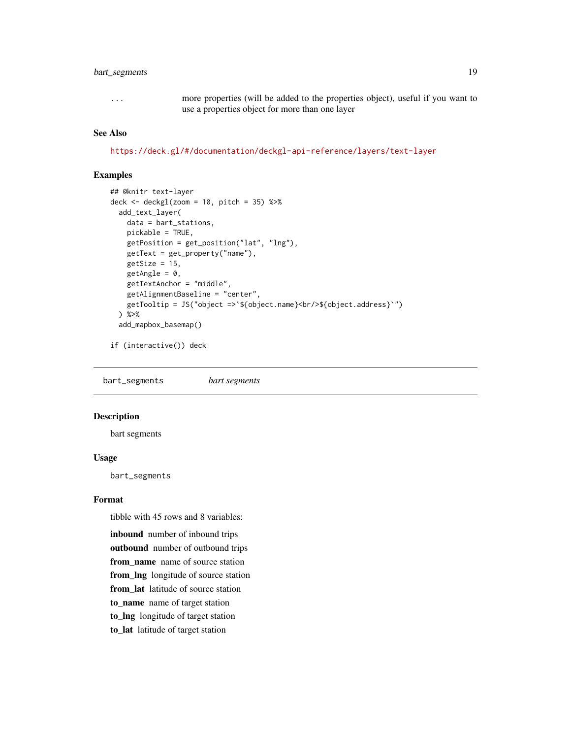... more properties (will be added to the properties object), useful if you want to use a properties object for more than one layer

## See Also

https://deck.gl/#/documentation/deckgl-api-reference/layers/text-layer

## Examples

```
## @knitr text-layer
deck <- deckgl(zoom = 10, pitch = 35) %>%
  add_text_layer(
    data = bart_stations,
    pickable = TRUE,
    getPosition = get_position("lat", "lng"),
    getText = get_property("name"),
    getSize = 15,
    getAngle = 0,
    getTextAnchor = "middle",
    getAlignmentBaseline = "center",
    getTooltip = JS("object =>`${object.name}<br/>${object.address}`")
  ) %>%
  add_mapbox_basemap()

if (interactive()) deck
```

---

# bart_segments    *bart segments*

---

## Description

bart segments

## Usage

```
bart_segments
```

## Format

tibble with 45 rows and 8 variables:

**inbound** number of inbound trips

**outbound** number of outbound trips

**from_name** name of source station

**from_lng** longitude of source station

**from_lat** latitude of source station

**to_name** name of target station

**to_lng** longitude of target station

**to_lat** latitude of target station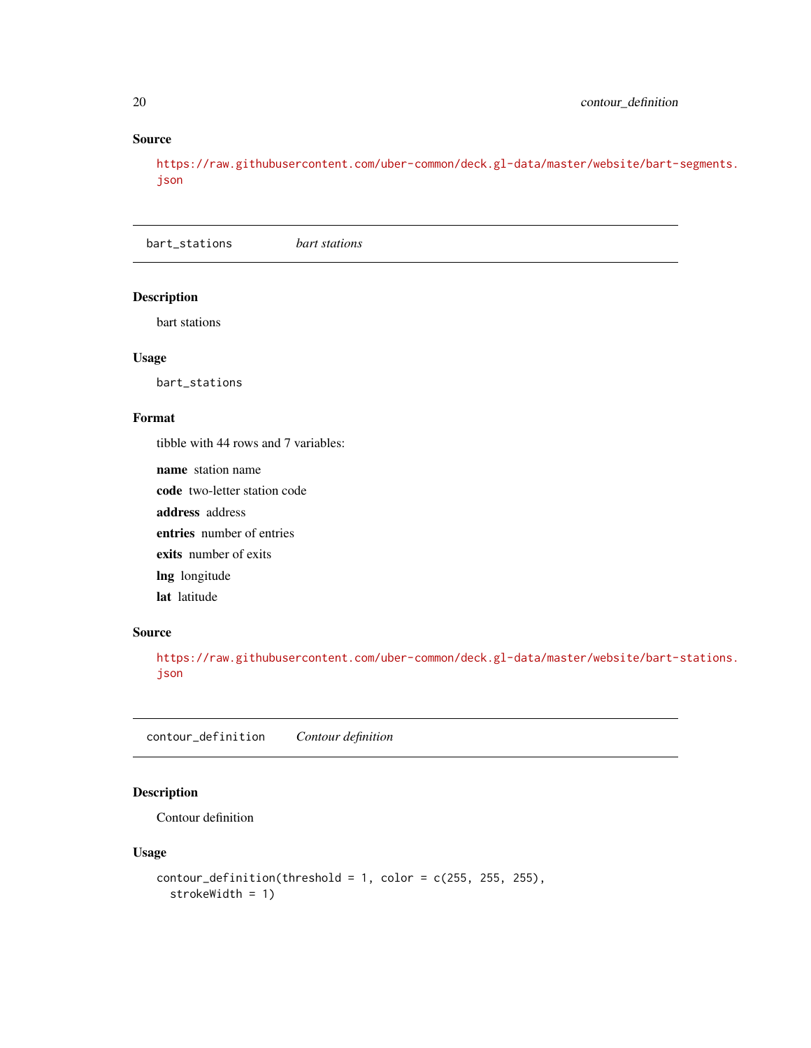### Source

https://raw.githubusercontent.com/uber-common/deck.gl-data/master/website/bart-segments.json

---

## bart_stations *bart stations*

---

### Description

bart stations

### Usage

```
bart_stations
```

### Format

tibble with 44 rows and 7 variables:

**name** station name

**code** two-letter station code

**address** address

**entries** number of entries

**exits** number of exits

**lng** longitude

**lat** latitude

### Source

https://raw.githubusercontent.com/uber-common/deck.gl-data/master/website/bart-stations.json

---

## contour_definition *Contour definition*

---

### Description

Contour definition

### Usage

```
contour_definition(threshold = 1, color = c(255, 255, 255),
  strokeWidth = 1)
```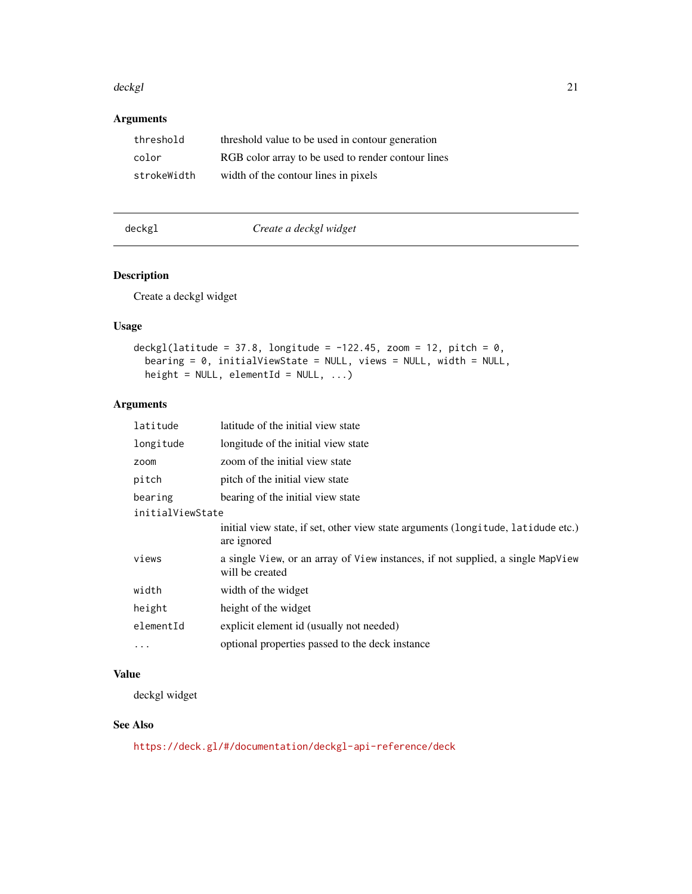## Arguments

| | |
|---|---|
| `threshold` | threshold value to be used in contour generation |
| `color` | RGB color array to be used to render contour lines |
| `strokeWidth` | width of the contour lines in pixels |

---

`deckgl` *Create a deckgl widget*

---

## Description

Create a deckgl widget

## Usage

```
deckgl(latitude = 37.8, longitude = -122.45, zoom = 12, pitch = 0,
  bearing = 0, initialViewState = NULL, views = NULL, width = NULL,
  height = NULL, elementId = NULL, ...)
```

## Arguments

| | |
|---|---|
| `latitude` | latitude of the initial view state |
| `longitude` | longitude of the initial view state |
| `zoom` | zoom of the initial view state |
| `pitch` | pitch of the initial view state |
| `bearing` | bearing of the initial view state |
| `initialViewState` | initial view state, if set, other view state arguments (`longitude`, `latidude` etc.) are ignored |
| `views` | a single `View`, or an array of `View` instances, if not supplied, a single `MapView` will be created |
| `width` | width of the widget |
| `height` | height of the widget |
| `elementId` | explicit element id (usually not needed) |
| `...` | optional properties passed to the deck instance |

## Value

deckgl widget

## See Also

https://deck.gl/#/documentation/deckgl-api-reference/deck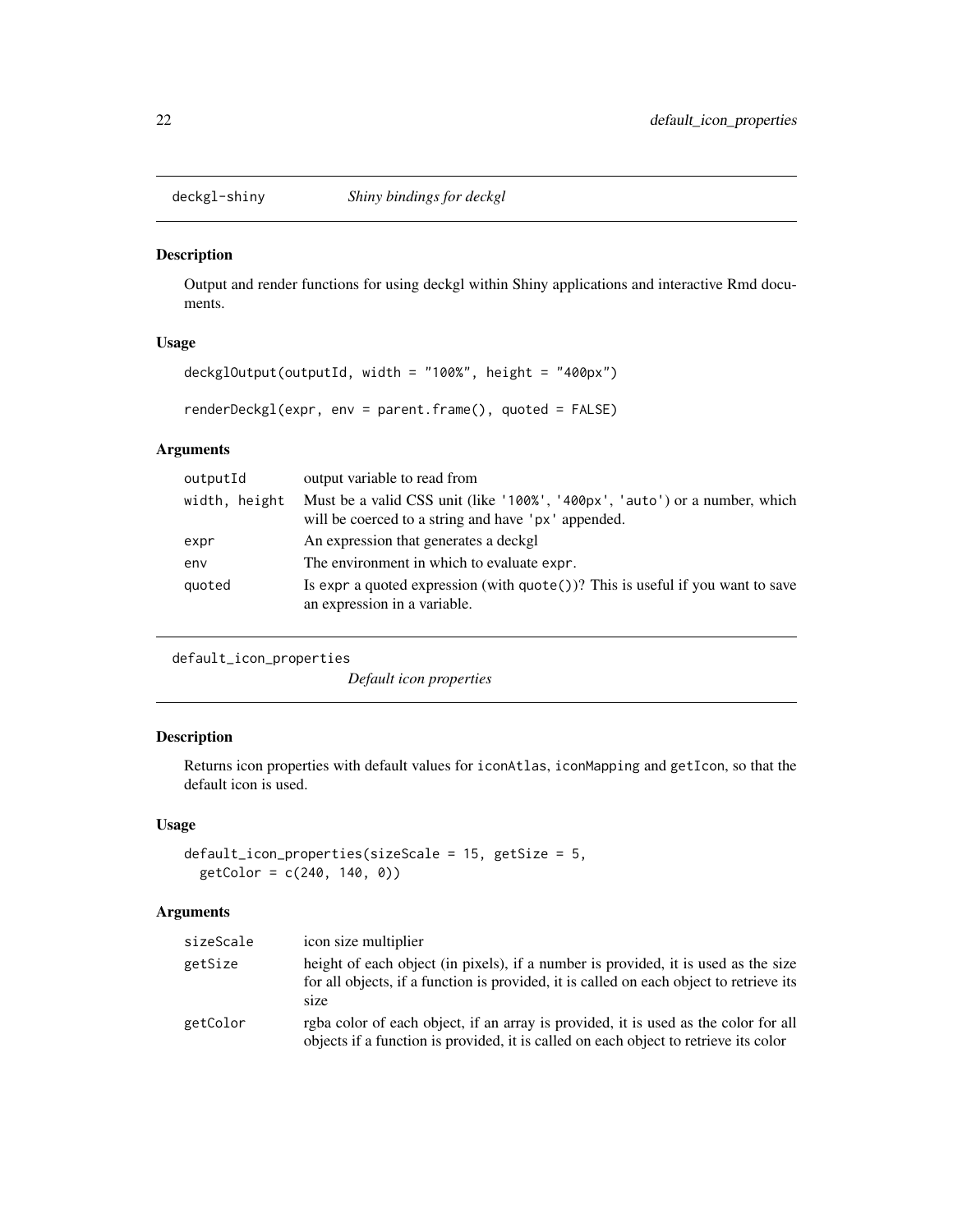## deckgl-shiny — *Shiny bindings for deckgl*

### Description

Output and render functions for using deckgl within Shiny applications and interactive Rmd documents.

### Usage

```
deckglOutput(outputId, width = "100%", height = "400px")

renderDeckgl(expr, env = parent.frame(), quoted = FALSE)
```

### Arguments

| | |
|---|---|
| `outputId` | output variable to read from |
| `width, height` | Must be a valid CSS unit (like `'100%'`, `'400px'`, `'auto'`) or a number, which will be coerced to a string and have `'px'` appended. |
| `expr` | An expression that generates a deckgl |
| `env` | The environment in which to evaluate `expr`. |
| `quoted` | Is `expr` a quoted expression (with `quote()`)? This is useful if you want to save an expression in a variable. |

## default_icon_properties — *Default icon properties*

### Description

Returns icon properties with default values for `iconAtlas`, `iconMapping` and `getIcon`, so that the default icon is used.

### Usage

```
default_icon_properties(sizeScale = 15, getSize = 5,
  getColor = c(240, 140, 0))
```

### Arguments

| | |
|---|---|
| `sizeScale` | icon size multiplier |
| `getSize` | height of each object (in pixels), if a number is provided, it is used as the size for all objects, if a function is provided, it is called on each object to retrieve its size |
| `getColor` | rgba color of each object, if an array is provided, it is used as the color for all objects if a function is provided, it is called on each object to retrieve its color |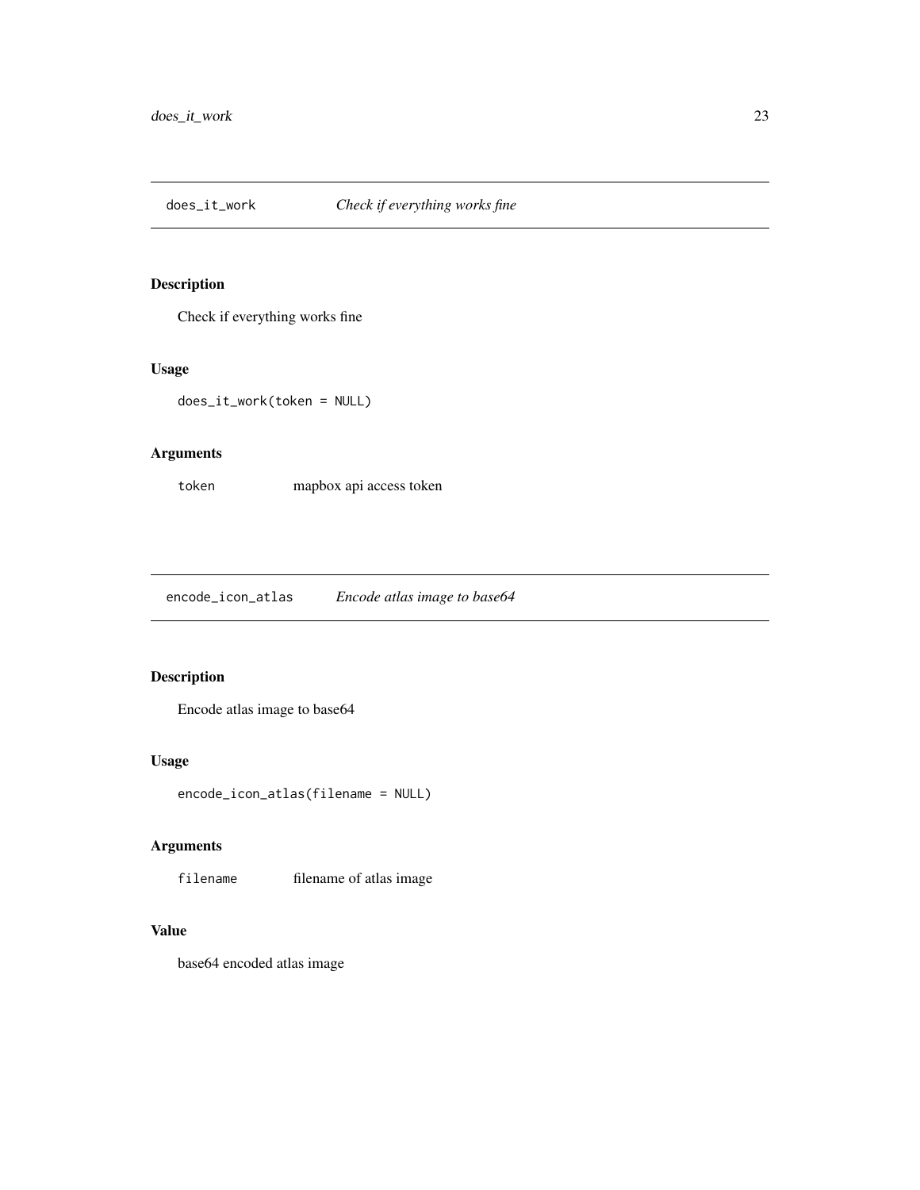## does_it_work — *Check if everything works fine*

### Description

Check if everything works fine

### Usage

```
does_it_work(token = NULL)
```

### Arguments

| | |
|---|---|
| token | mapbox api access token |

## encode_icon_atlas — *Encode atlas image to base64*

### Description

Encode atlas image to base64

### Usage

```
encode_icon_atlas(filename = NULL)
```

### Arguments

| | |
|---|---|
| filename | filename of atlas image |

### Value

base64 encoded atlas image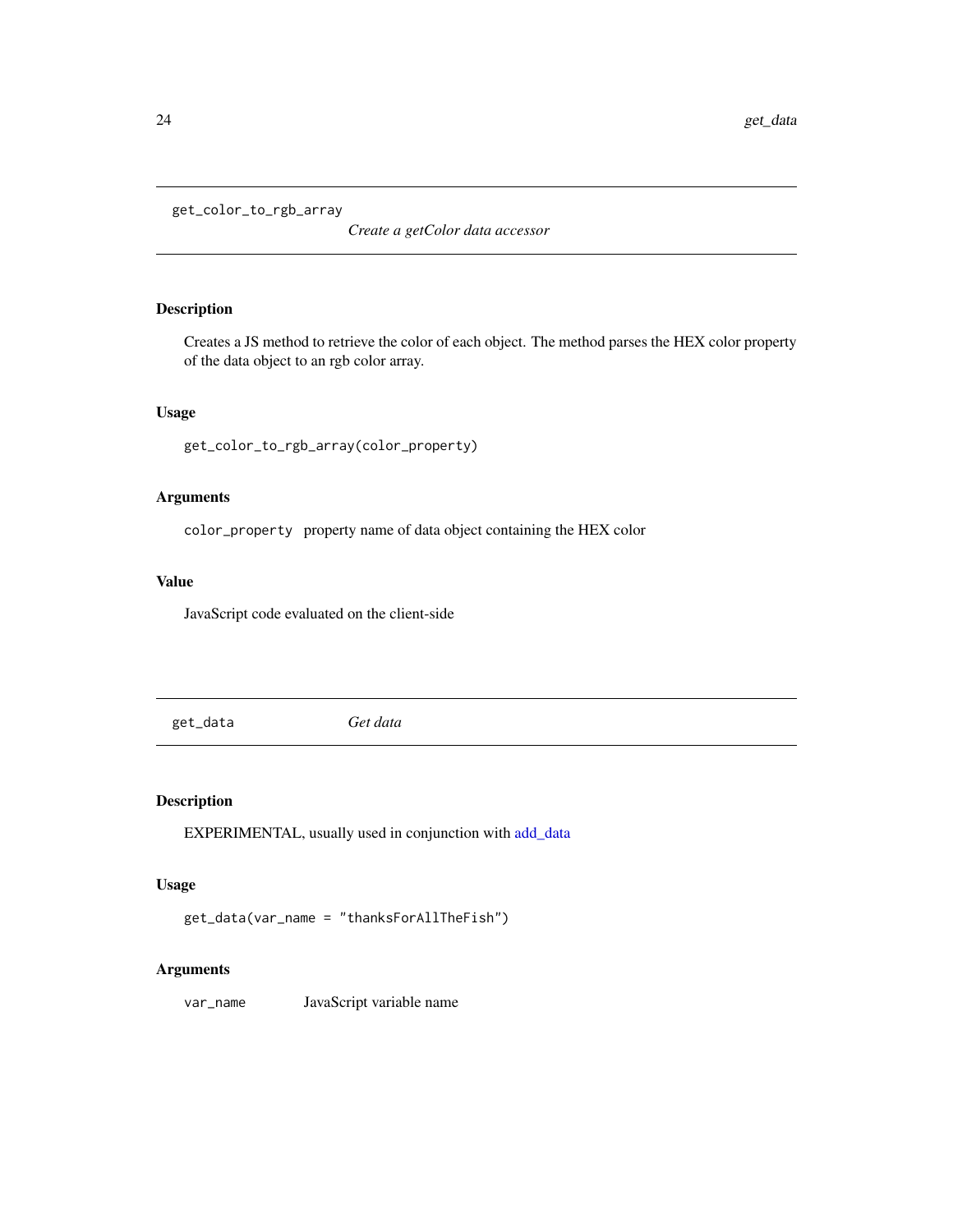## get_color_to_rgb_array — *Create a getColor data accessor*

### Description

Creates a JS method to retrieve the color of each object. The method parses the HEX color property of the data object to an rgb color array.

### Usage

```
get_color_to_rgb_array(color_property)
```

### Arguments

| | |
|---|---|
| `color_property` | property name of data object containing the HEX color |

### Value

JavaScript code evaluated on the client-side

## get_data — *Get data*

### Description

EXPERIMENTAL, usually used in conjunction with add_data

### Usage

```
get_data(var_name = "thanksForAllTheFish")
```

### Arguments

| | |
|---|---|
| `var_name` | JavaScript variable name |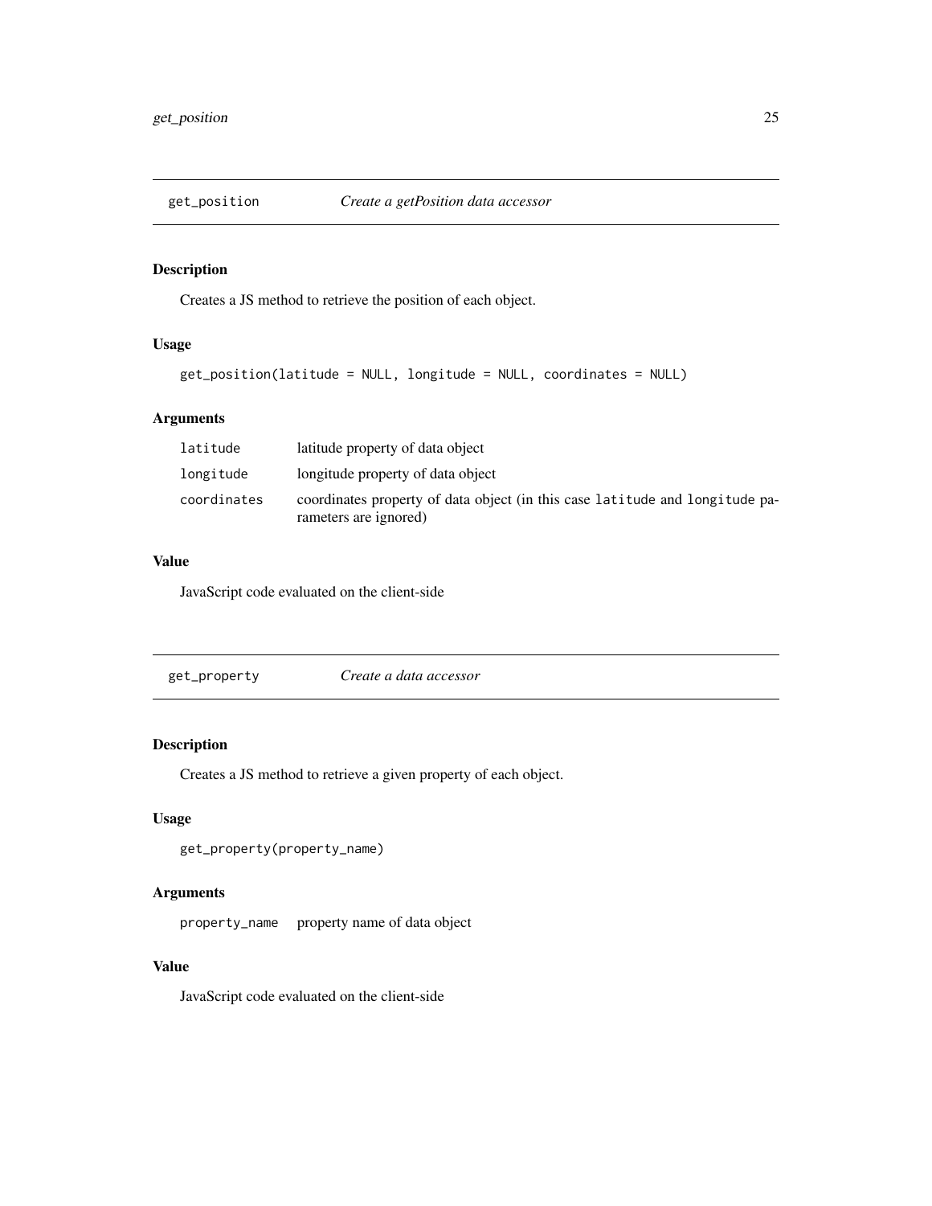## get_position — *Create a getPosition data accessor*

### Description

Creates a JS method to retrieve the position of each object.

### Usage

```
get_position(latitude = NULL, longitude = NULL, coordinates = NULL)
```

### Arguments

| | |
|---|---|
| `latitude` | latitude property of data object |
| `longitude` | longitude property of data object |
| `coordinates` | coordinates property of data object (in this case `latitude` and `longitude` parameters are ignored) |

### Value

JavaScript code evaluated on the client-side

## get_property — *Create a data accessor*

### Description

Creates a JS method to retrieve a given property of each object.

### Usage

```
get_property(property_name)
```

### Arguments

| | |
|---|---|
| `property_name` | property name of data object |

### Value

JavaScript code evaluated on the client-side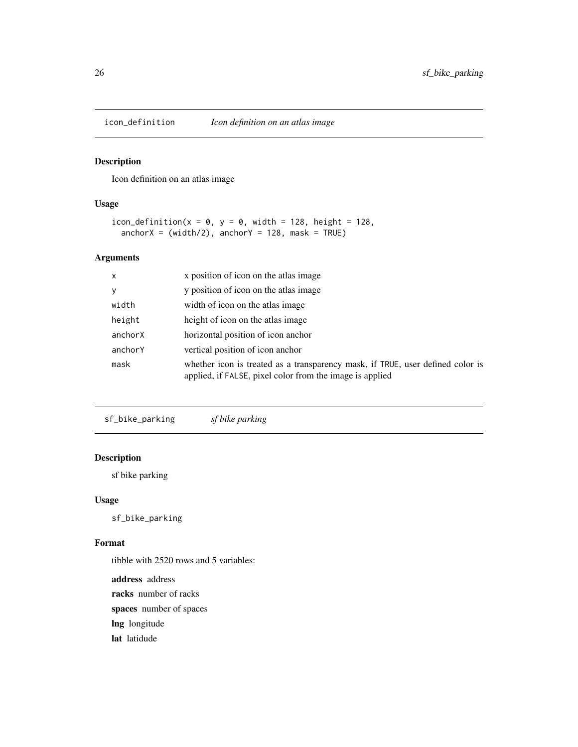## icon_definition — *Icon definition on an atlas image*

### Description

Icon definition on an atlas image

### Usage

```
icon_definition(x = 0, y = 0, width = 128, height = 128,
  anchorX = (width/2), anchorY = 128, mask = TRUE)
```

### Arguments

| | |
|---|---|
| `x` | x position of icon on the atlas image |
| `y` | y position of icon on the atlas image |
| `width` | width of icon on the atlas image |
| `height` | height of icon on the atlas image |
| `anchorX` | horizontal position of icon anchor |
| `anchorY` | vertical position of icon anchor |
| `mask` | whether icon is treated as a transparency mask, if `TRUE`, user defined color is applied, if `FALSE`, pixel color from the image is applied |

## sf_bike_parking — *sf bike parking*

### Description

sf bike parking

### Usage

```
sf_bike_parking
```

### Format

tibble with 2520 rows and 5 variables:

**address** address

**racks** number of racks

**spaces** number of spaces

**lng** longitude

**lat** latidude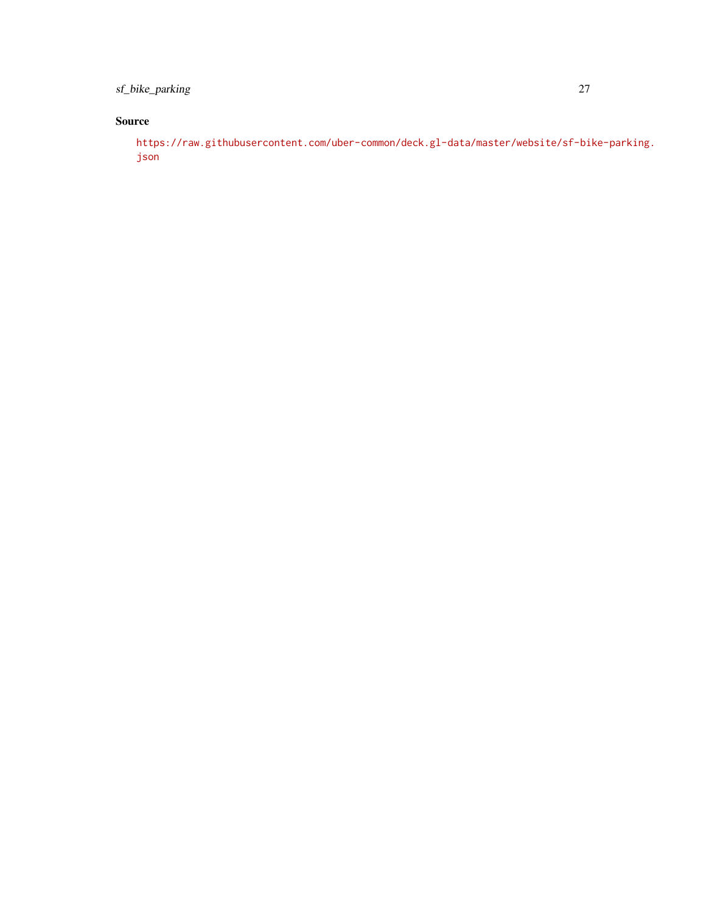## Source

https://raw.githubusercontent.com/uber-common/deck.gl-data/master/website/sf-bike-parking.json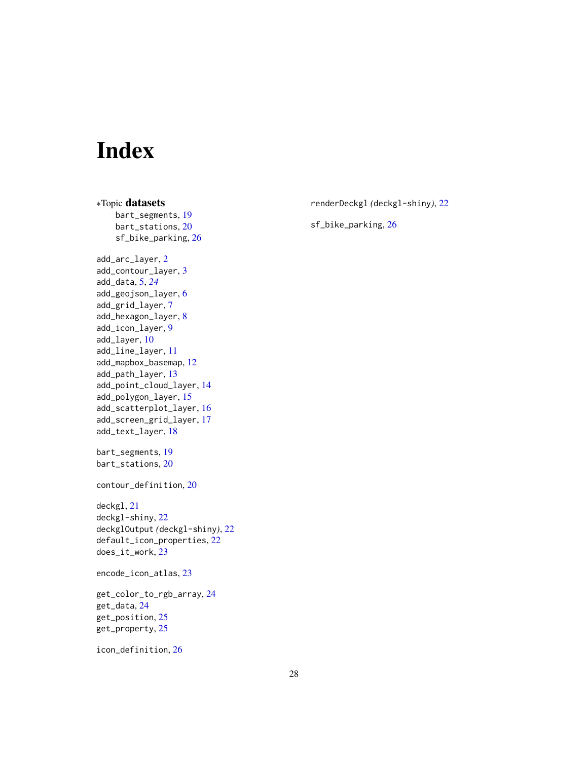# Index

*Topic **datasets**

bart_segments, 19
bart_stations, 20
sf_bike_parking, 26

add_arc_layer, 2
add_contour_layer, 3
add_data, 5, *24*
add_geojson_layer, 6
add_grid_layer, 7
add_hexagon_layer, 8
add_icon_layer, 9
add_layer, 10
add_line_layer, 11
add_mapbox_basemap, 12
add_path_layer, 13
add_point_cloud_layer, 14
add_polygon_layer, 15
add_scatterplot_layer, 16
add_screen_grid_layer, 17
add_text_layer, 18

bart_segments, 19
bart_stations, 20

contour_definition, 20

deckgl, 21
deckgl-shiny, 22
deckglOutput *(*deckgl-shiny*)*, 22
default_icon_properties, 22
does_it_work, 23

encode_icon_atlas, 23

get_color_to_rgb_array, 24
get_data, 24
get_position, 25
get_property, 25

icon_definition, 26

renderDeckgl *(*deckgl-shiny*)*, 22

sf_bike_parking, 26